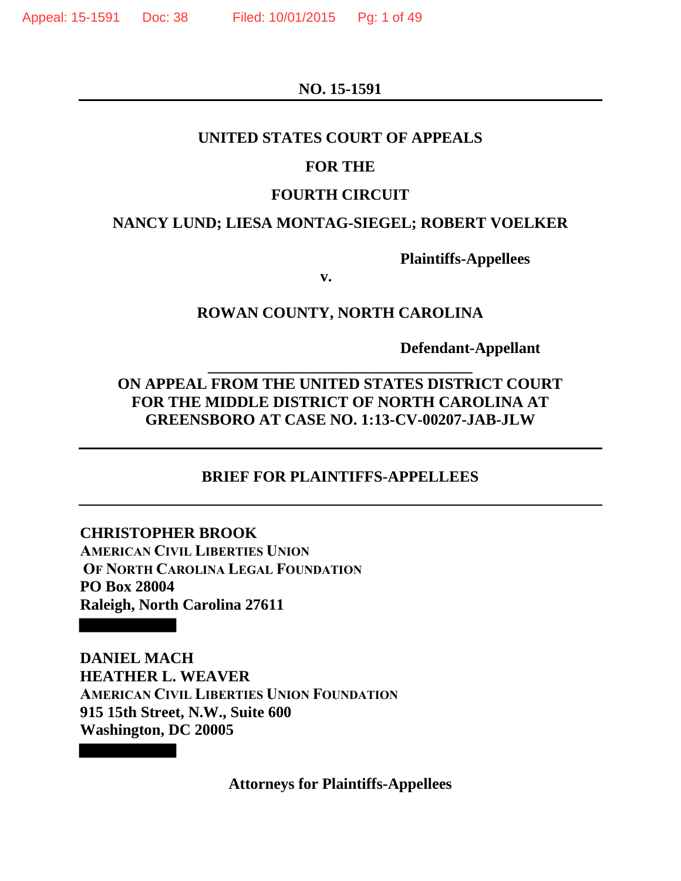**NO. 15-1591**

---

**UNITED STATES COURT OF APPEALS**

**FOR THE**

**FOURTH CIRCUIT**

**NANCY LUND; LIESA MONTAG-SIEGEL; ROBERT VOELKER**

**Plaintiffs-Appellees**

**v.**

**ROWAN COUNTY, NORTH CAROLINA**

**Defendant-Appellant**

---

**ON APPEAL FROM THE UNITED STATES DISTRICT COURT FOR THE MIDDLE DISTRICT OF NORTH CAROLINA AT GREENSBORO AT CASE NO. 1:13-CV-00207-JAB-JLW**

---

**BRIEF FOR PLAINTIFFS-APPELLEES**

---

**CHRISTOPHER BROOK**
**AMERICAN CIVIL LIBERTIES UNION OF NORTH CAROLINA LEGAL FOUNDATION**
**PO Box 28004**
**Raleigh, North Carolina 27611**

**DANIEL MACH**
**HEATHER L. WEAVER**
**AMERICAN CIVIL LIBERTIES UNION FOUNDATION**
**915 15th Street, N.W., Suite 600**
**Washington, DC 20005**

**Attorneys for Plaintiffs-Appellees**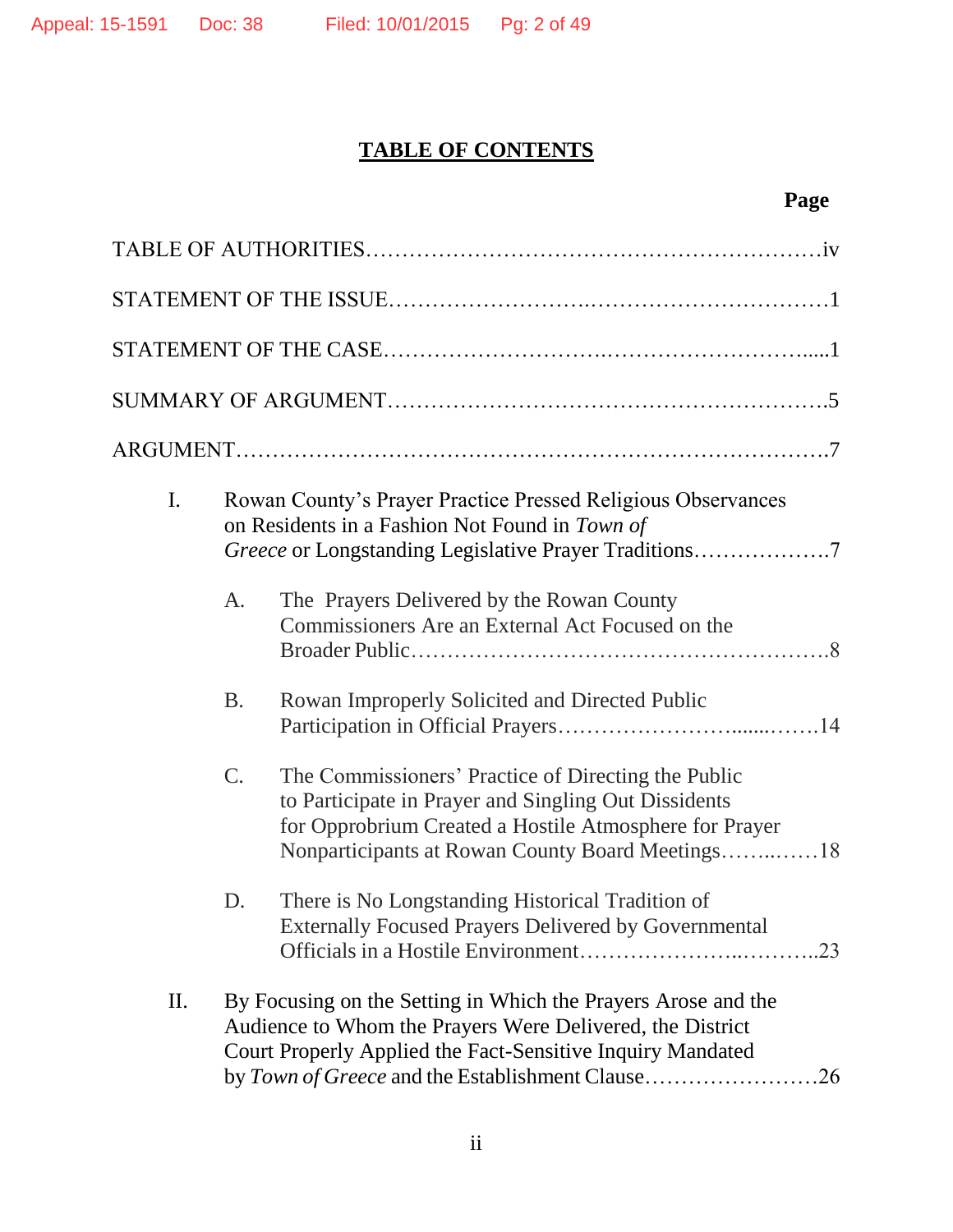## TABLE OF CONTENTS

| | Page |
|---|---|
| TABLE OF AUTHORITIES | iv |
| STATEMENT OF THE ISSUE | 1 |
| STATEMENT OF THE CASE | 1 |
| SUMMARY OF ARGUMENT | 5 |
| ARGUMENT | 7 |
| I. Rowan County's Prayer Practice Pressed Religious Observances on Residents in a Fashion Not Found in *Town of Greece* or Longstanding Legislative Prayer Traditions | 7 |
| A. The Prayers Delivered by the Rowan County Commissioners Are an External Act Focused on the Broader Public | 8 |
| B. Rowan Improperly Solicited and Directed Public Participation in Official Prayers | 14 |
| C. The Commissioners' Practice of Directing the Public to Participate in Prayer and Singling Out Dissidents for Opprobrium Created a Hostile Atmosphere for Prayer Nonparticipants at Rowan County Board Meetings | 18 |
| D. There is No Longstanding Historical Tradition of Externally Focused Prayers Delivered by Governmental Officials in a Hostile Environment | 23 |
| II. By Focusing on the Setting in Which the Prayers Arose and the Audience to Whom the Prayers Were Delivered, the District Court Properly Applied the Fact-Sensitive Inquiry Mandated by *Town of Greece* and the Establishment Clause | 26 |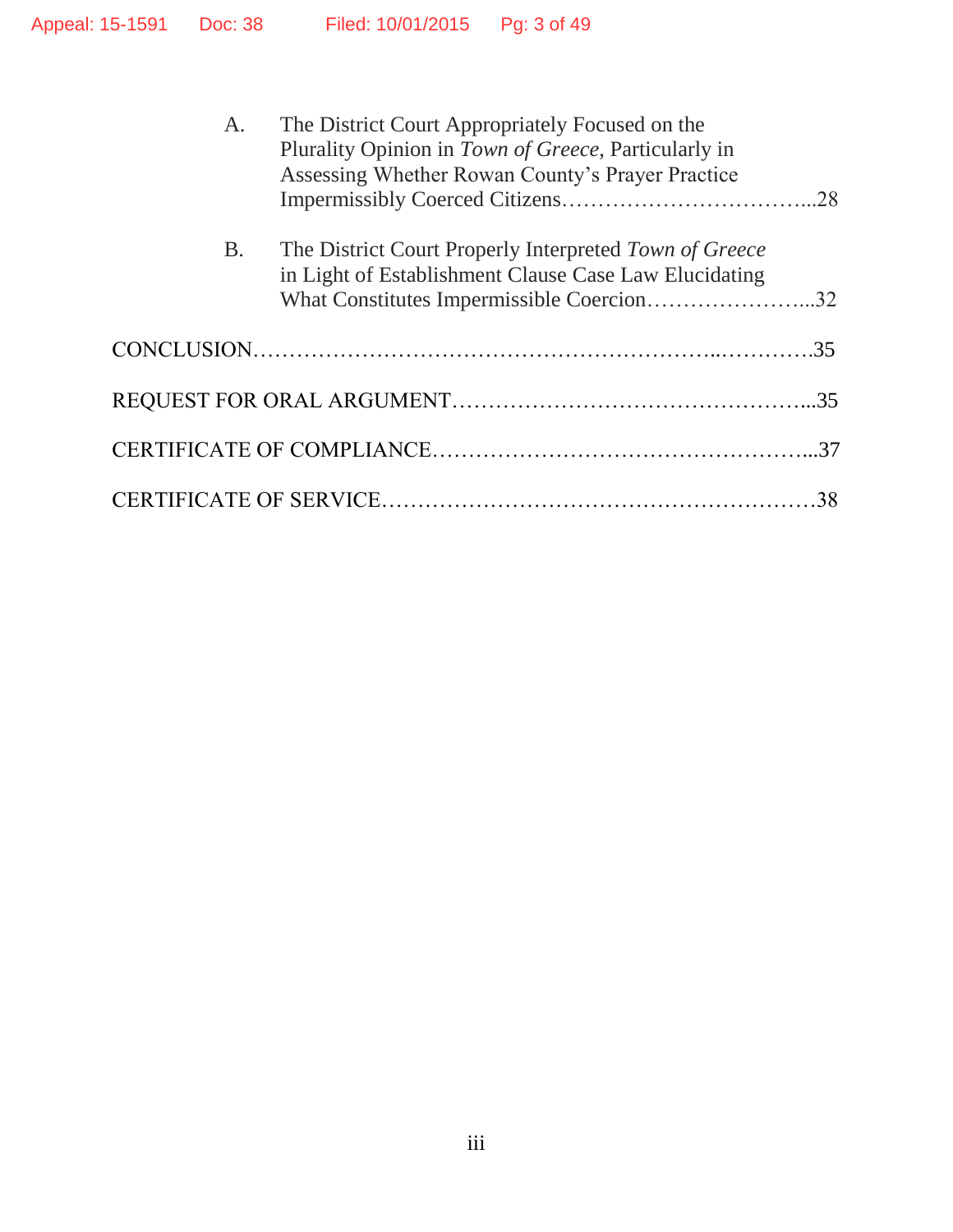A. The District Court Appropriately Focused on the Plurality Opinion in *Town of Greece*, Particularly in Assessing Whether Rowan County's Prayer Practice Impermissibly Coerced Citizens……………………………...28

B. The District Court Properly Interpreted *Town of Greece* in Light of Establishment Clause Case Law Elucidating What Constitutes Impermissible Coercion…………………...32

CONCLUSION……………………………………………………..………….35

REQUEST FOR ORAL ARGUMENT…………………………………………...35

CERTIFICATE OF COMPLIANCE……………………………………………...37

CERTIFICATE OF SERVICE……………………………………………………38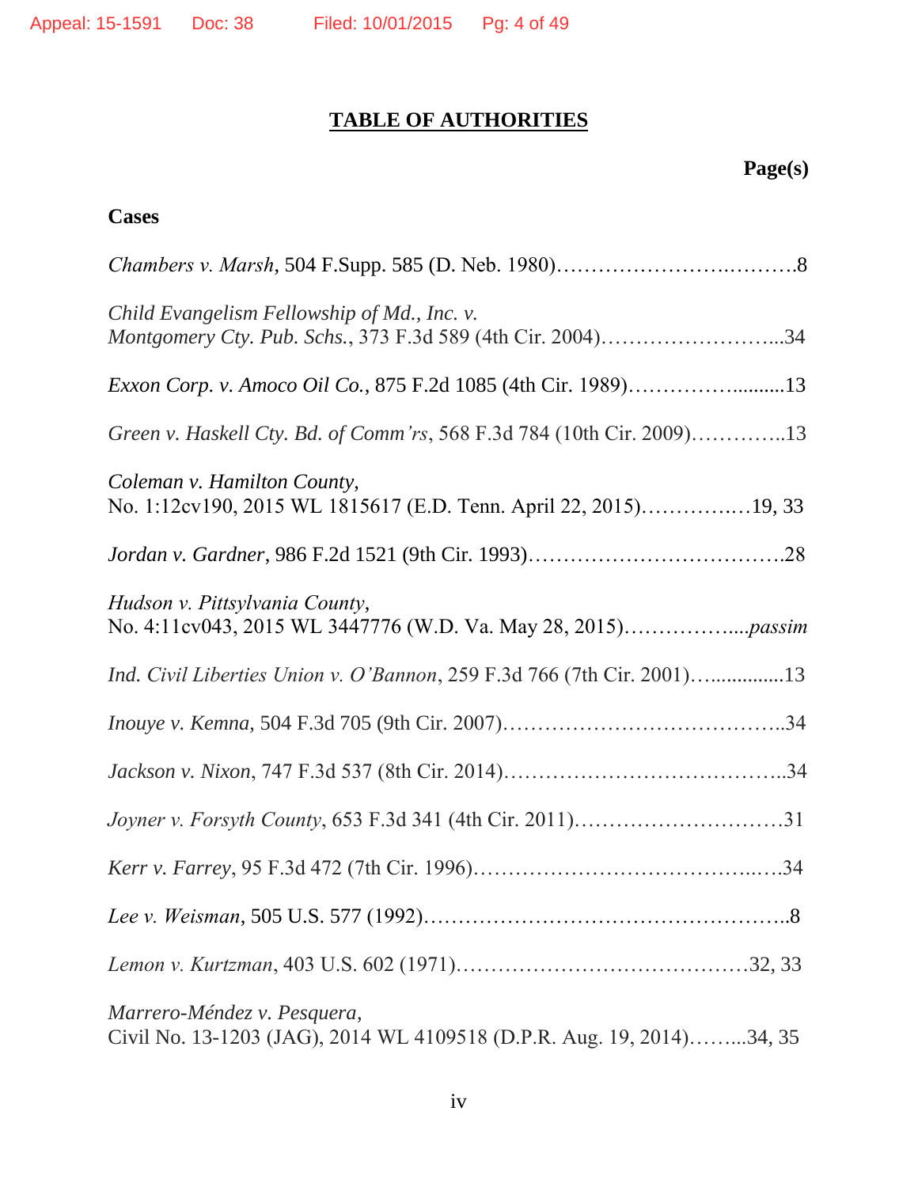**TABLE OF AUTHORITIES**

**Page(s)**

**Cases**

*Chambers v. Marsh*, 504 F.Supp. 585 (D. Neb. 1980)……………………….……….8

*Child Evangelism Fellowship of Md., Inc. v. Montgomery Cty. Pub. Schs.*, 373 F.3d 589 (4th Cir. 2004)……………………...34

*Exxon Corp. v. Amoco Oil Co.*, 875 F.2d 1085 (4th Cir. 1989)……………..........13

*Green v. Haskell Cty. Bd. of Comm'rs*, 568 F.3d 784 (10th Cir. 2009)…………..13

*Coleman v. Hamilton County*, No. 1:12cv190, 2015 WL 1815617 (E.D. Tenn. April 22, 2015)………….…19, 33

*Jordan v. Gardner*, 986 F.2d 1521 (9th Cir. 1993)……………………………….28

*Hudson v. Pittsylvania County*, No. 4:11cv043, 2015 WL 3447776 (W.D. Va. May 28, 2015)……………....*passim*

*Ind. Civil Liberties Union v. O'Bannon*, 259 F.3d 766 (7th Cir. 2001)…..............13

*Inouye v. Kemna*, 504 F.3d 705 (9th Cir. 2007)…………………………………..34

*Jackson v. Nixon*, 747 F.3d 537 (8th Cir. 2014)…………………………………..34

*Joyner v. Forsyth County*, 653 F.3d 341 (4th Cir. 2011)…………………………31

*Kerr v. Farrey*, 95 F.3d 472 (7th Cir. 1996)……………………………….….34

*Lee v. Weisman*, 505 U.S. 577 (1992)……………………………………………..8

*Lemon v. Kurtzman*, 403 U.S. 602 (1971)……………………………………32, 33

*Marrero-Méndez v. Pesquera*, Civil No. 13-1203 (JAG), 2014 WL 4109518 (D.P.R. Aug. 19, 2014)……...34, 35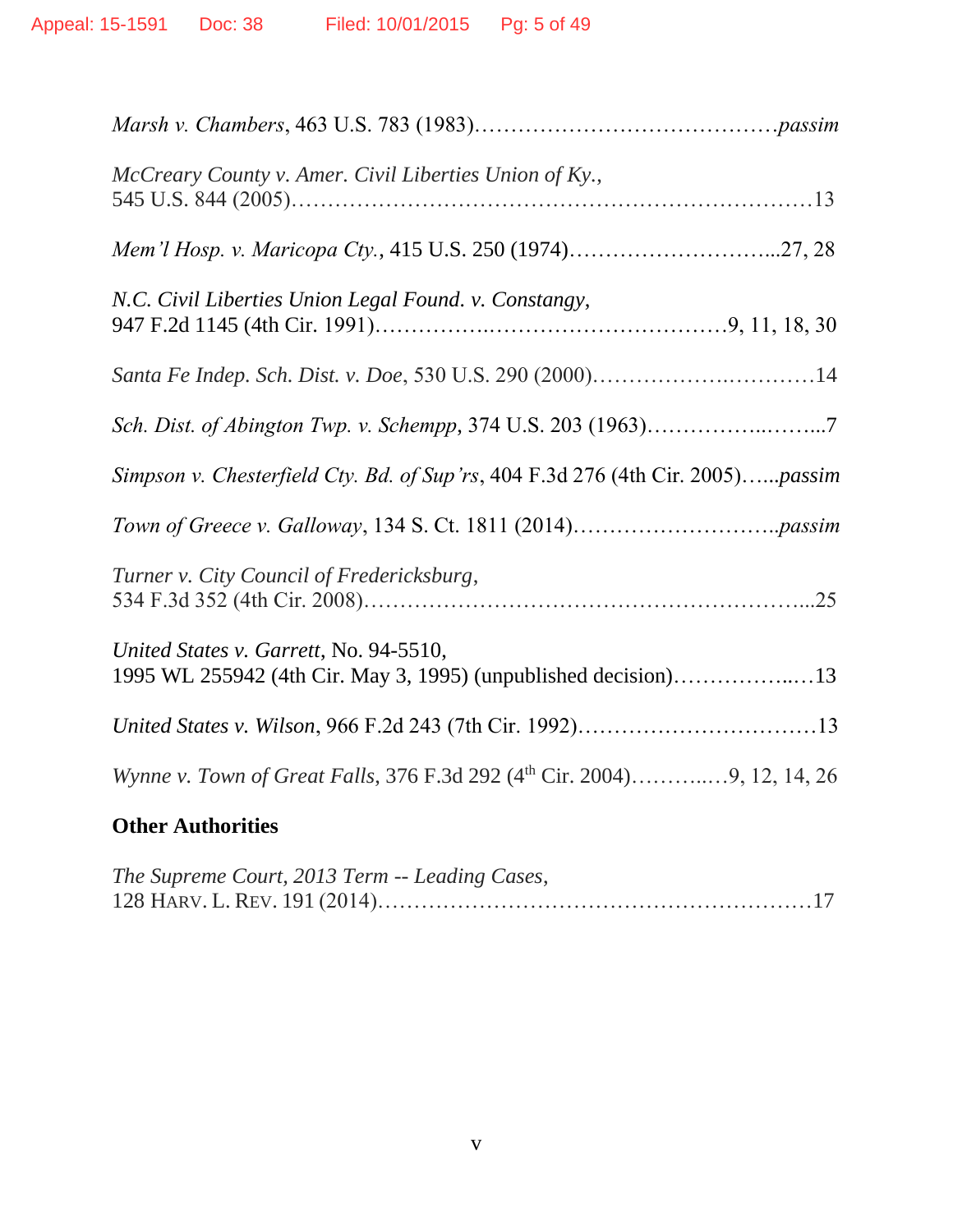*Marsh v. Chambers*, 463 U.S. 783 (1983)……………………………………*passim*

*McCreary County v. Amer. Civil Liberties Union of Ky.*, 545 U.S. 844 (2005)……………………………………………………………13

*Mem'l Hosp. v. Maricopa Cty.*, 415 U.S. 250 (1974)………………………...27, 28

*N.C. Civil Liberties Union Legal Found. v. Constangy*, 947 F.2d 1145 (4th Cir. 1991)…………….……………………………9, 11, 18, 30

*Santa Fe Indep. Sch. Dist. v. Doe*, 530 U.S. 290 (2000)……………….…………14

*Sch. Dist. of Abington Twp. v. Schempp*, 374 U.S. 203 (1963)……………..……...7

*Simpson v. Chesterfield Cty. Bd. of Sup'rs*, 404 F.3d 276 (4th Cir. 2005)…...*passim*

*Town of Greece v. Galloway*, 134 S. Ct. 1811 (2014)………………………..*passim*

*Turner v. City Council of Fredericksburg*, 534 F.3d 352 (4th Cir. 2008)…………………………………………………...25

*United States v. Garrett*, No. 94-5510, 1995 WL 255942 (4th Cir. May 3, 1995) (unpublished decision)……………..…13

*United States v. Wilson*, 966 F.2d 243 (7th Cir. 1992)……………………………13

*Wynne v. Town of Great Falls*, 376 F.3d 292 (4th Cir. 2004)………..…9, 12, 14, 26

**Other Authorities**

*The Supreme Court, 2013 Term -- Leading Cases*, 128 HARV. L. REV. 191 (2014)…………………………………………………17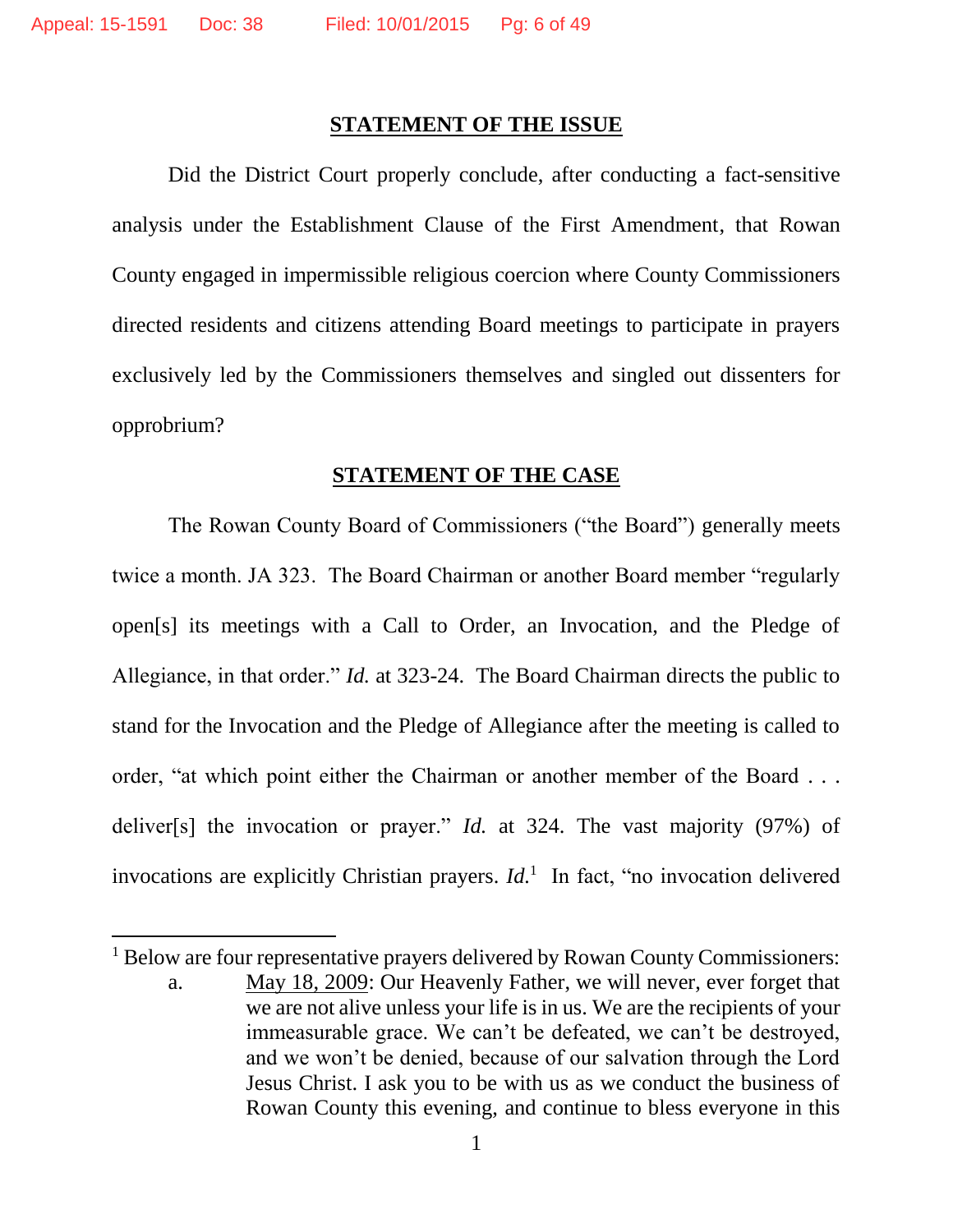## STATEMENT OF THE ISSUE

Did the District Court properly conclude, after conducting a fact-sensitive analysis under the Establishment Clause of the First Amendment, that Rowan County engaged in impermissible religious coercion where County Commissioners directed residents and citizens attending Board meetings to participate in prayers exclusively led by the Commissioners themselves and singled out dissenters for opprobrium?

## STATEMENT OF THE CASE

The Rowan County Board of Commissioners ("the Board") generally meets twice a month. JA 323. The Board Chairman or another Board member "regularly open[s] its meetings with a Call to Order, an Invocation, and the Pledge of Allegiance, in that order." *Id.* at 323-24. The Board Chairman directs the public to stand for the Invocation and the Pledge of Allegiance after the meeting is called to order, "at which point either the Chairman or another member of the Board . . . deliver[s] the invocation or prayer." *Id.* at 324. The vast majority (97%) of invocations are explicitly Christian prayers. *Id.*[1] In fact, "no invocation delivered

---

[1] Below are four representative prayers delivered by Rowan County Commissioners:

a. May 18, 2009: Our Heavenly Father, we will never, ever forget that we are not alive unless your life is in us. We are the recipients of your immeasurable grace. We can't be defeated, we can't be destroyed, and we won't be denied, because of our salvation through the Lord Jesus Christ. I ask you to be with us as we conduct the business of Rowan County this evening, and continue to bless everyone in this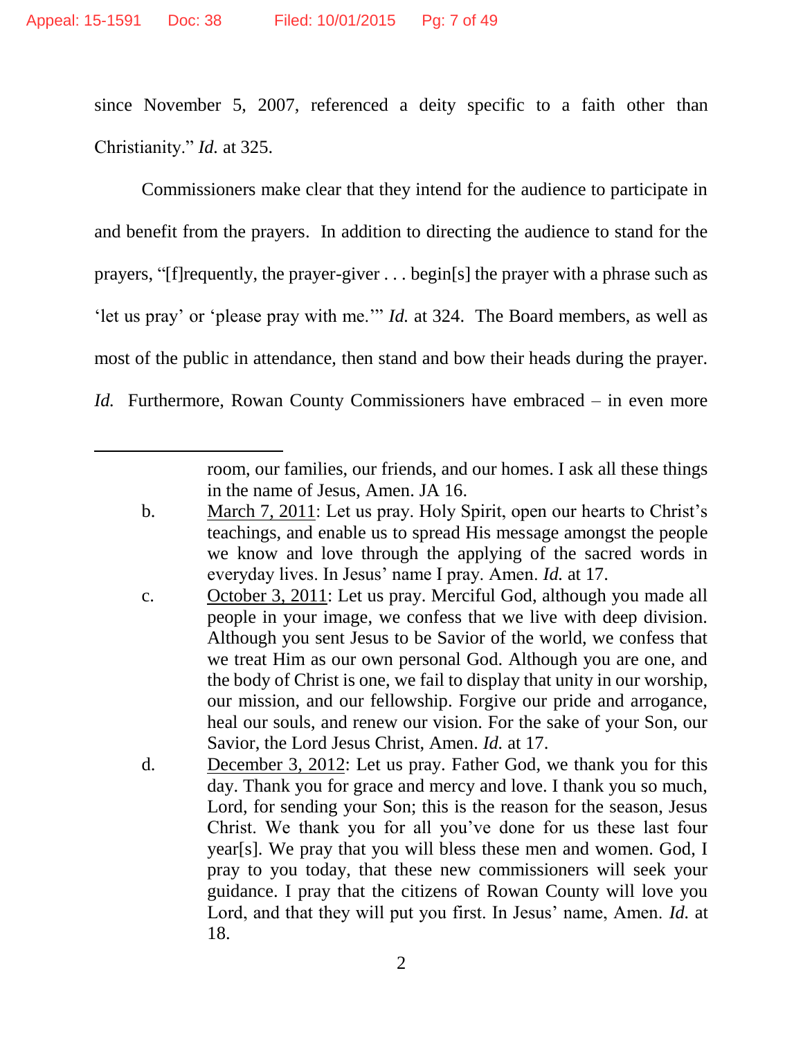since November 5, 2007, referenced a deity specific to a faith other than Christianity." *Id.* at 325.

Commissioners make clear that they intend for the audience to participate in and benefit from the prayers. In addition to directing the audience to stand for the prayers, "[f]requently, the prayer-giver . . . begin[s] the prayer with a phrase such as 'let us pray' or 'please pray with me.'" *Id.* at 324. The Board members, as well as most of the public in attendance, then stand and bow their heads during the prayer. *Id.* Furthermore, Rowan County Commissioners have embraced – in even more

---

room, our families, our friends, and our homes. I ask all these things in the name of Jesus, Amen. JA 16.

b. March 7, 2011: Let us pray. Holy Spirit, open our hearts to Christ's teachings, and enable us to spread His message amongst the people we know and love through the applying of the sacred words in everyday lives. In Jesus' name I pray. Amen. *Id.* at 17.

c. October 3, 2011: Let us pray. Merciful God, although you made all people in your image, we confess that we live with deep division. Although you sent Jesus to be Savior of the world, we confess that we treat Him as our own personal God. Although you are one, and the body of Christ is one, we fail to display that unity in our worship, our mission, and our fellowship. Forgive our pride and arrogance, heal our souls, and renew our vision. For the sake of your Son, our Savior, the Lord Jesus Christ, Amen. *Id.* at 17.

d. December 3, 2012: Let us pray. Father God, we thank you for this day. Thank you for grace and mercy and love. I thank you so much, Lord, for sending your Son; this is the reason for the season, Jesus Christ. We thank you for all you've done for us these last four year[s]. We pray that you will bless these men and women. God, I pray to you today, that these new commissioners will seek your guidance. I pray that the citizens of Rowan County will love you Lord, and that they will put you first. In Jesus' name, Amen. *Id.* at 18.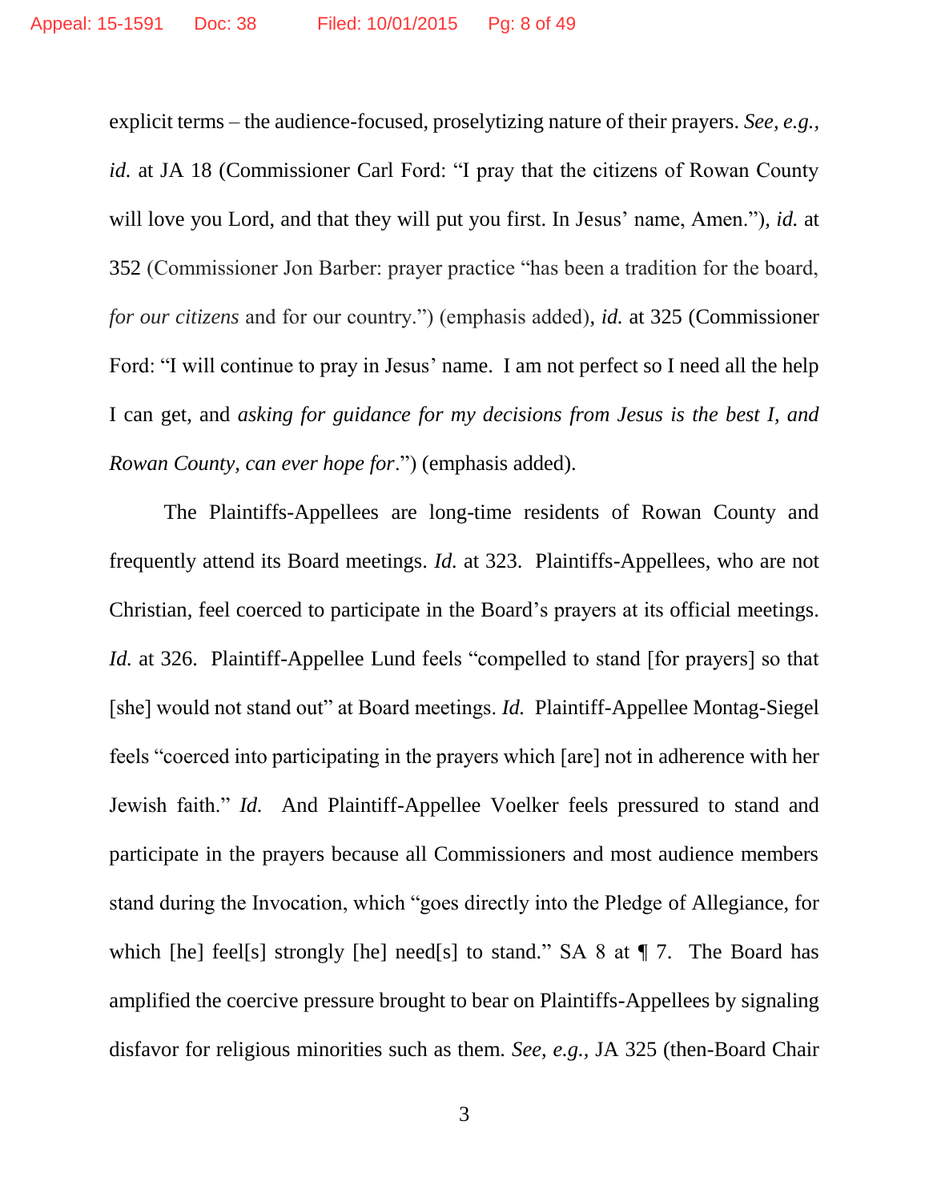explicit terms – the audience-focused, proselytizing nature of their prayers. *See, e.g.*, *id.* at JA 18 (Commissioner Carl Ford: "I pray that the citizens of Rowan County will love you Lord, and that they will put you first. In Jesus' name, Amen."), *id.* at 352 (Commissioner Jon Barber: prayer practice "has been a tradition for the board, *for our citizens* and for our country.") (emphasis added), *id.* at 325 (Commissioner Ford: "I will continue to pray in Jesus' name. I am not perfect so I need all the help I can get, and *asking for guidance for my decisions from Jesus is the best I, and Rowan County, can ever hope for*.") (emphasis added).

The Plaintiffs-Appellees are long-time residents of Rowan County and frequently attend its Board meetings. *Id.* at 323. Plaintiffs-Appellees, who are not Christian, feel coerced to participate in the Board's prayers at its official meetings. *Id.* at 326. Plaintiff-Appellee Lund feels "compelled to stand [for prayers] so that [she] would not stand out" at Board meetings. *Id.* Plaintiff-Appellee Montag-Siegel feels "coerced into participating in the prayers which [are] not in adherence with her Jewish faith." *Id.* And Plaintiff-Appellee Voelker feels pressured to stand and participate in the prayers because all Commissioners and most audience members stand during the Invocation, which "goes directly into the Pledge of Allegiance, for which [he] feel[s] strongly [he] need[s] to stand." SA 8 at ¶ 7. The Board has amplified the coercive pressure brought to bear on Plaintiffs-Appellees by signaling disfavor for religious minorities such as them. *See, e.g.*, JA 325 (then-Board Chair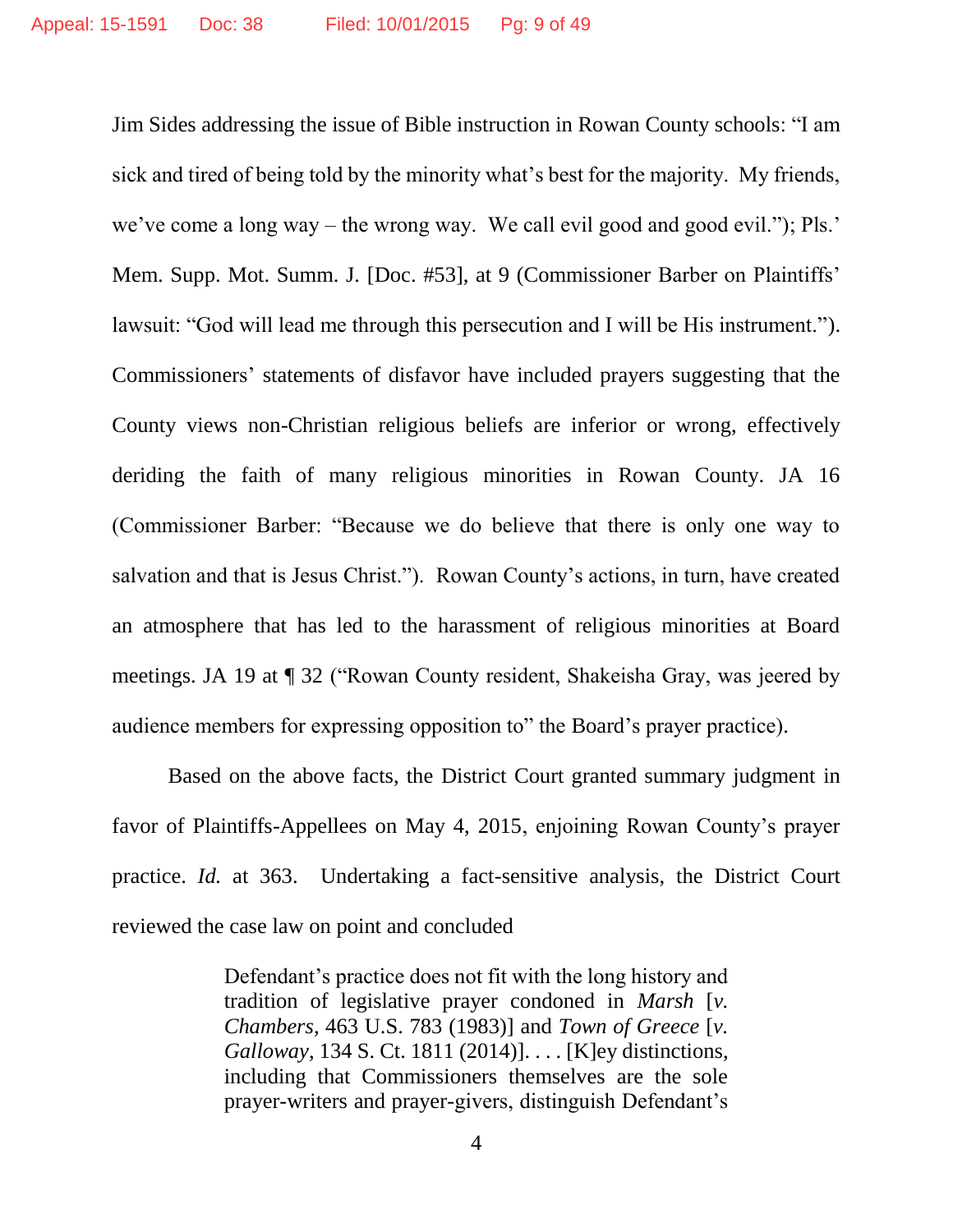Jim Sides addressing the issue of Bible instruction in Rowan County schools: "I am sick and tired of being told by the minority what's best for the majority. My friends, we've come a long way – the wrong way. We call evil good and good evil."); Pls.' Mem. Supp. Mot. Summ. J. [Doc. #53], at 9 (Commissioner Barber on Plaintiffs' lawsuit: "God will lead me through this persecution and I will be His instrument."). Commissioners' statements of disfavor have included prayers suggesting that the County views non-Christian religious beliefs are inferior or wrong, effectively deriding the faith of many religious minorities in Rowan County. JA 16 (Commissioner Barber: "Because we do believe that there is only one way to salvation and that is Jesus Christ."). Rowan County's actions, in turn, have created an atmosphere that has led to the harassment of religious minorities at Board meetings. JA 19 at ¶ 32 ("Rowan County resident, Shakeisha Gray, was jeered by audience members for expressing opposition to" the Board's prayer practice).

Based on the above facts, the District Court granted summary judgment in favor of Plaintiffs-Appellees on May 4, 2015, enjoining Rowan County's prayer practice. *Id.* at 363. Undertaking a fact-sensitive analysis, the District Court reviewed the case law on point and concluded

> Defendant's practice does not fit with the long history and tradition of legislative prayer condoned in *Marsh* [*v. Chambers*, 463 U.S. 783 (1983)] and *Town of Greece* [*v. Galloway*, 134 S. Ct. 1811 (2014)]. . . . [K]ey distinctions, including that Commissioners themselves are the sole prayer-writers and prayer-givers, distinguish Defendant's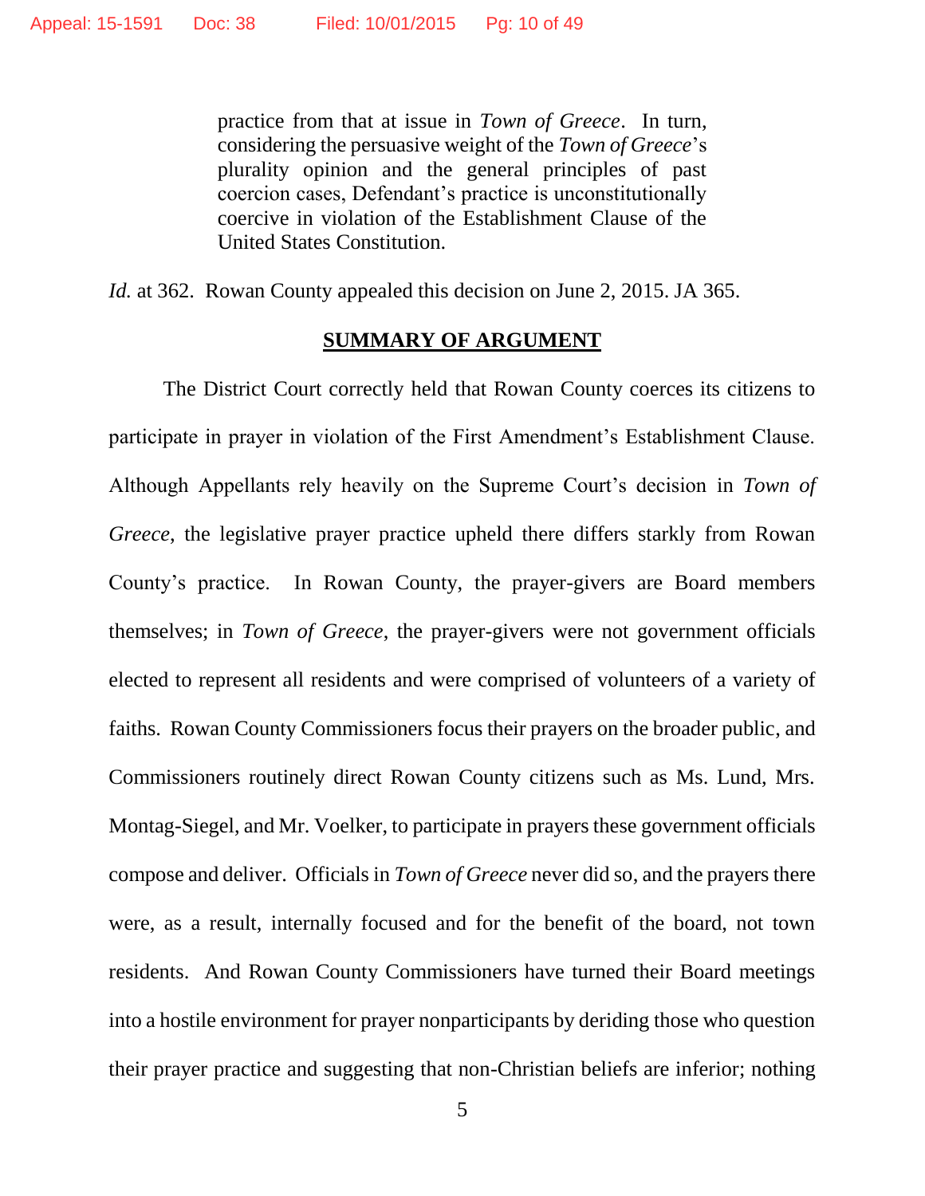> practice from that at issue in *Town of Greece*. In turn, considering the persuasive weight of the *Town of Greece*'s plurality opinion and the general principles of past coercion cases, Defendant's practice is unconstitutionally coercive in violation of the Establishment Clause of the United States Constitution.

*Id.* at 362. Rowan County appealed this decision on June 2, 2015. JA 365.

## SUMMARY OF ARGUMENT

The District Court correctly held that Rowan County coerces its citizens to participate in prayer in violation of the First Amendment's Establishment Clause. Although Appellants rely heavily on the Supreme Court's decision in *Town of Greece*, the legislative prayer practice upheld there differs starkly from Rowan County's practice. In Rowan County, the prayer-givers are Board members themselves; in *Town of Greece*, the prayer-givers were not government officials elected to represent all residents and were comprised of volunteers of a variety of faiths. Rowan County Commissioners focus their prayers on the broader public, and Commissioners routinely direct Rowan County citizens such as Ms. Lund, Mrs. Montag-Siegel, and Mr. Voelker, to participate in prayers these government officials compose and deliver. Officials in *Town of Greece* never did so, and the prayers there were, as a result, internally focused and for the benefit of the board, not town residents. And Rowan County Commissioners have turned their Board meetings into a hostile environment for prayer nonparticipants by deriding those who question their prayer practice and suggesting that non-Christian beliefs are inferior; nothing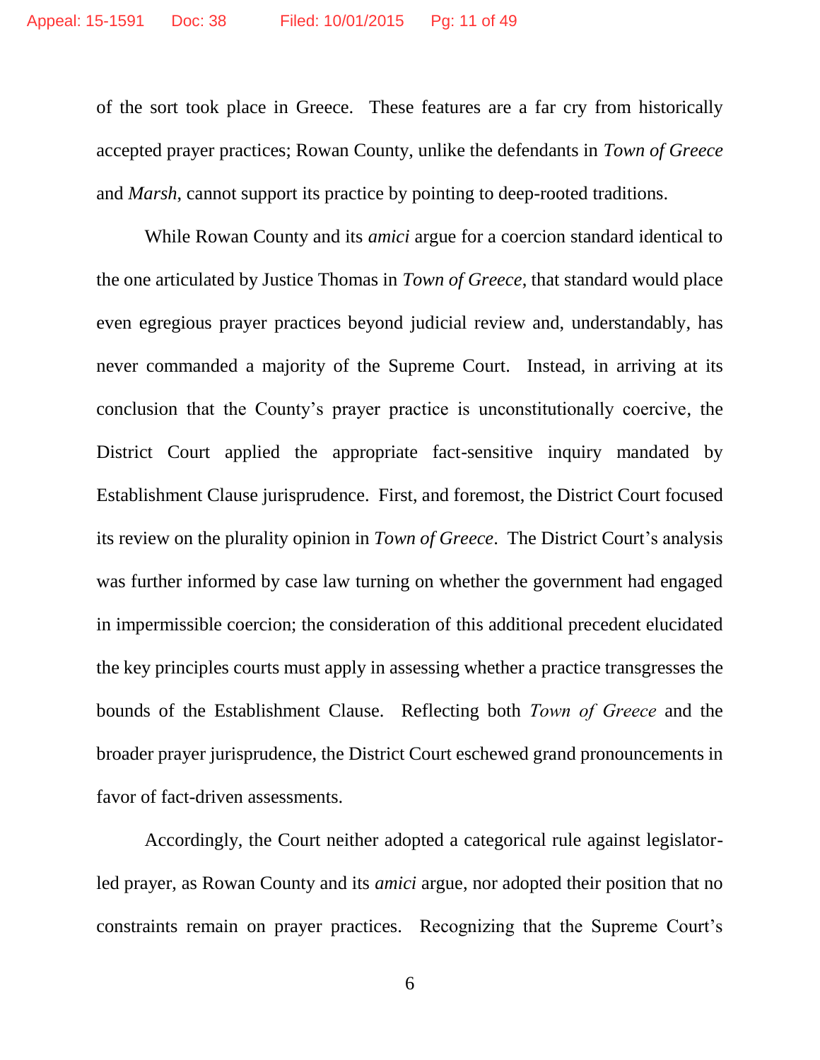of the sort took place in Greece. These features are a far cry from historically accepted prayer practices; Rowan County, unlike the defendants in *Town of Greece* and *Marsh*, cannot support its practice by pointing to deep-rooted traditions.

While Rowan County and its *amici* argue for a coercion standard identical to the one articulated by Justice Thomas in *Town of Greece*, that standard would place even egregious prayer practices beyond judicial review and, understandably, has never commanded a majority of the Supreme Court. Instead, in arriving at its conclusion that the County's prayer practice is unconstitutionally coercive, the District Court applied the appropriate fact-sensitive inquiry mandated by Establishment Clause jurisprudence. First, and foremost, the District Court focused its review on the plurality opinion in *Town of Greece*. The District Court's analysis was further informed by case law turning on whether the government had engaged in impermissible coercion; the consideration of this additional precedent elucidated the key principles courts must apply in assessing whether a practice transgresses the bounds of the Establishment Clause. Reflecting both *Town of Greece* and the broader prayer jurisprudence, the District Court eschewed grand pronouncements in favor of fact-driven assessments.

Accordingly, the Court neither adopted a categorical rule against legislator-led prayer, as Rowan County and its *amici* argue, nor adopted their position that no constraints remain on prayer practices. Recognizing that the Supreme Court's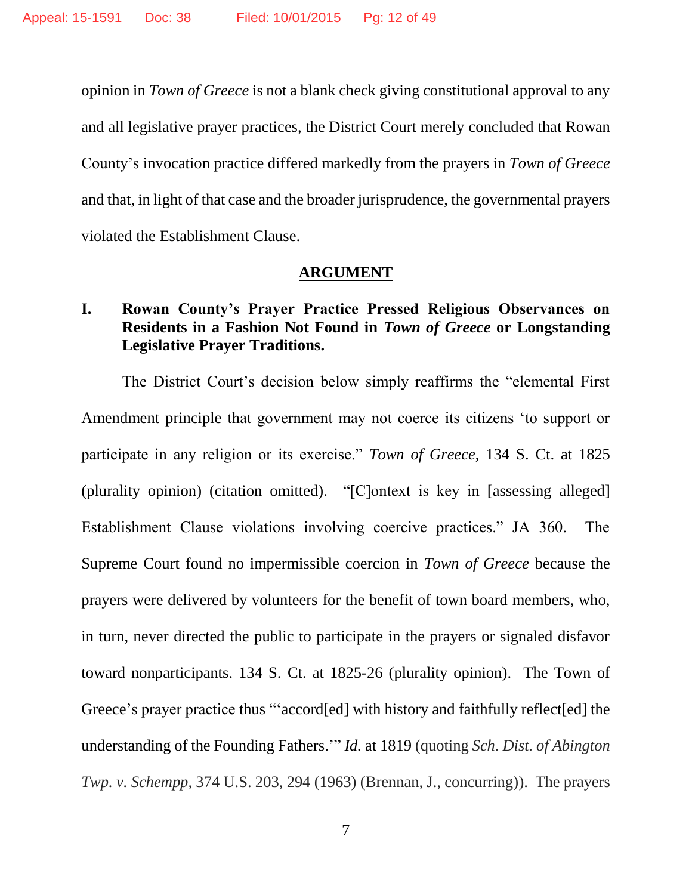opinion in *Town of Greece* is not a blank check giving constitutional approval to any and all legislative prayer practices, the District Court merely concluded that Rowan County's invocation practice differed markedly from the prayers in *Town of Greece* and that, in light of that case and the broader jurisprudence, the governmental prayers violated the Establishment Clause.

## ARGUMENT

### I. Rowan County's Prayer Practice Pressed Religious Observances on Residents in a Fashion Not Found in *Town of Greece* or Longstanding Legislative Prayer Traditions.

The District Court's decision below simply reaffirms the "elemental First Amendment principle that government may not coerce its citizens 'to support or participate in any religion or its exercise." *Town of Greece*, 134 S. Ct. at 1825 (plurality opinion) (citation omitted). "[C]ontext is key in [assessing alleged] Establishment Clause violations involving coercive practices." JA 360. The Supreme Court found no impermissible coercion in *Town of Greece* because the prayers were delivered by volunteers for the benefit of town board members, who, in turn, never directed the public to participate in the prayers or signaled disfavor toward nonparticipants. 134 S. Ct. at 1825-26 (plurality opinion). The Town of Greece's prayer practice thus "'accord[ed] with history and faithfully reflect[ed] the understanding of the Founding Fathers.'" *Id.* at 1819 (quoting *Sch. Dist. of Abington Twp. v. Schempp*, 374 U.S. 203, 294 (1963) (Brennan, J., concurring)). The prayers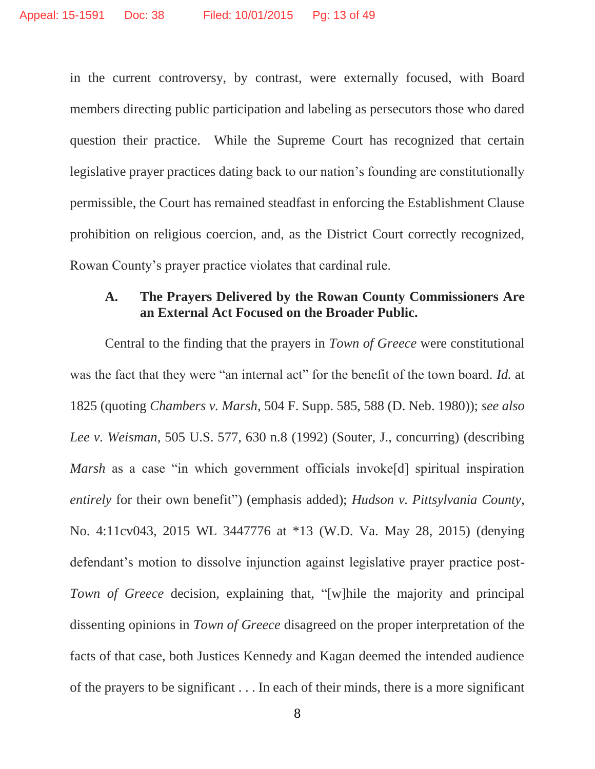in the current controversy, by contrast, were externally focused, with Board members directing public participation and labeling as persecutors those who dared question their practice. While the Supreme Court has recognized that certain legislative prayer practices dating back to our nation's founding are constitutionally permissible, the Court has remained steadfast in enforcing the Establishment Clause prohibition on religious coercion, and, as the District Court correctly recognized, Rowan County's prayer practice violates that cardinal rule.

### A. The Prayers Delivered by the Rowan County Commissioners Are an External Act Focused on the Broader Public.

Central to the finding that the prayers in *Town of Greece* were constitutional was the fact that they were "an internal act" for the benefit of the town board. *Id.* at 1825 (quoting *Chambers v. Marsh*, 504 F. Supp. 585, 588 (D. Neb. 1980)); *see also Lee v. Weisman*, 505 U.S. 577, 630 n.8 (1992) (Souter, J., concurring) (describing *Marsh* as a case "in which government officials invoke[d] spiritual inspiration *entirely* for their own benefit") (emphasis added); *Hudson v. Pittsylvania County*, No. 4:11cv043, 2015 WL 3447776 at *13 (W.D. Va. May 28, 2015) (denying defendant's motion to dissolve injunction against legislative prayer practice post-*Town of Greece* decision, explaining that, "[w]hile the majority and principal dissenting opinions in *Town of Greece* disagreed on the proper interpretation of the facts of that case, both Justices Kennedy and Kagan deemed the intended audience of the prayers to be significant . . . In each of their minds, there is a more significant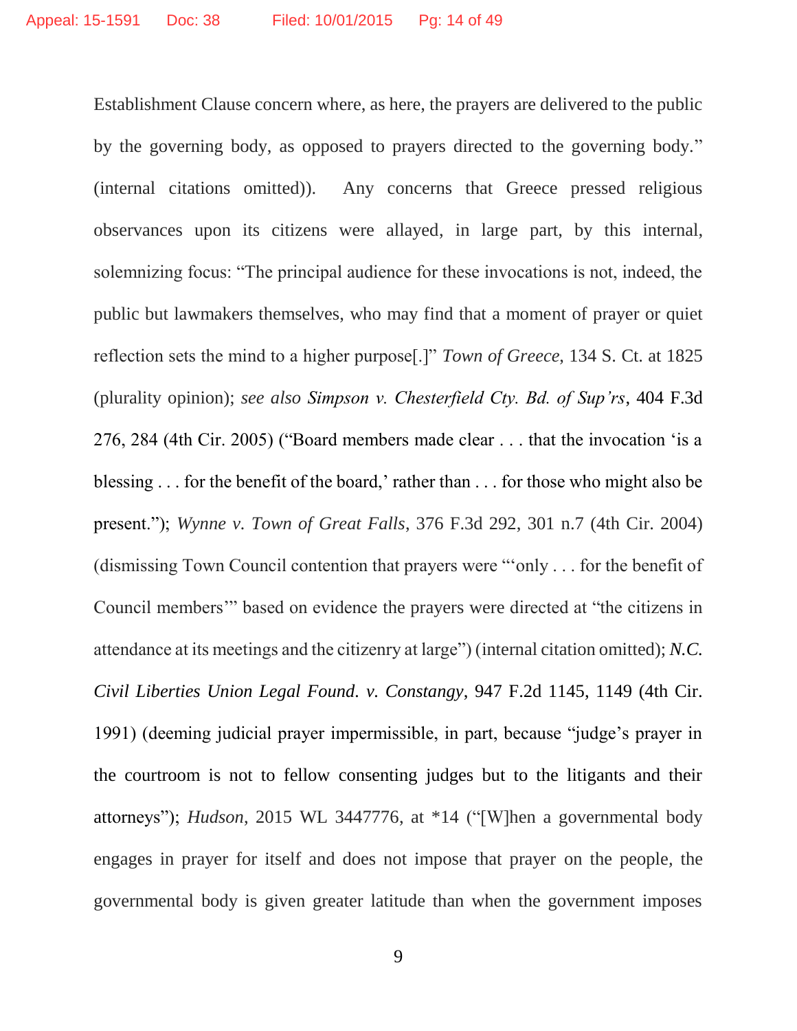Establishment Clause concern where, as here, the prayers are delivered to the public by the governing body, as opposed to prayers directed to the governing body." (internal citations omitted)). Any concerns that Greece pressed religious observances upon its citizens were allayed, in large part, by this internal, solemnizing focus: "The principal audience for these invocations is not, indeed, the public but lawmakers themselves, who may find that a moment of prayer or quiet reflection sets the mind to a higher purpose[.]" *Town of Greece*, 134 S. Ct. at 1825 (plurality opinion); *see also Simpson v. Chesterfield Cty. Bd. of Sup'rs*, 404 F.3d 276, 284 (4th Cir. 2005) ("Board members made clear . . . that the invocation 'is a blessing . . . for the benefit of the board,' rather than . . . for those who might also be present."); *Wynne v. Town of Great Falls*, 376 F.3d 292, 301 n.7 (4th Cir. 2004) (dismissing Town Council contention that prayers were "'only . . . for the benefit of Council members'" based on evidence the prayers were directed at "the citizens in attendance at its meetings and the citizenry at large") (internal citation omitted); *N.C. Civil Liberties Union Legal Found. v. Constangy*, 947 F.2d 1145, 1149 (4th Cir. 1991) (deeming judicial prayer impermissible, in part, because "judge's prayer in the courtroom is not to fellow consenting judges but to the litigants and their attorneys"); *Hudson*, 2015 WL 3447776, at *14 ("[W]hen a governmental body engages in prayer for itself and does not impose that prayer on the people, the governmental body is given greater latitude than when the government imposes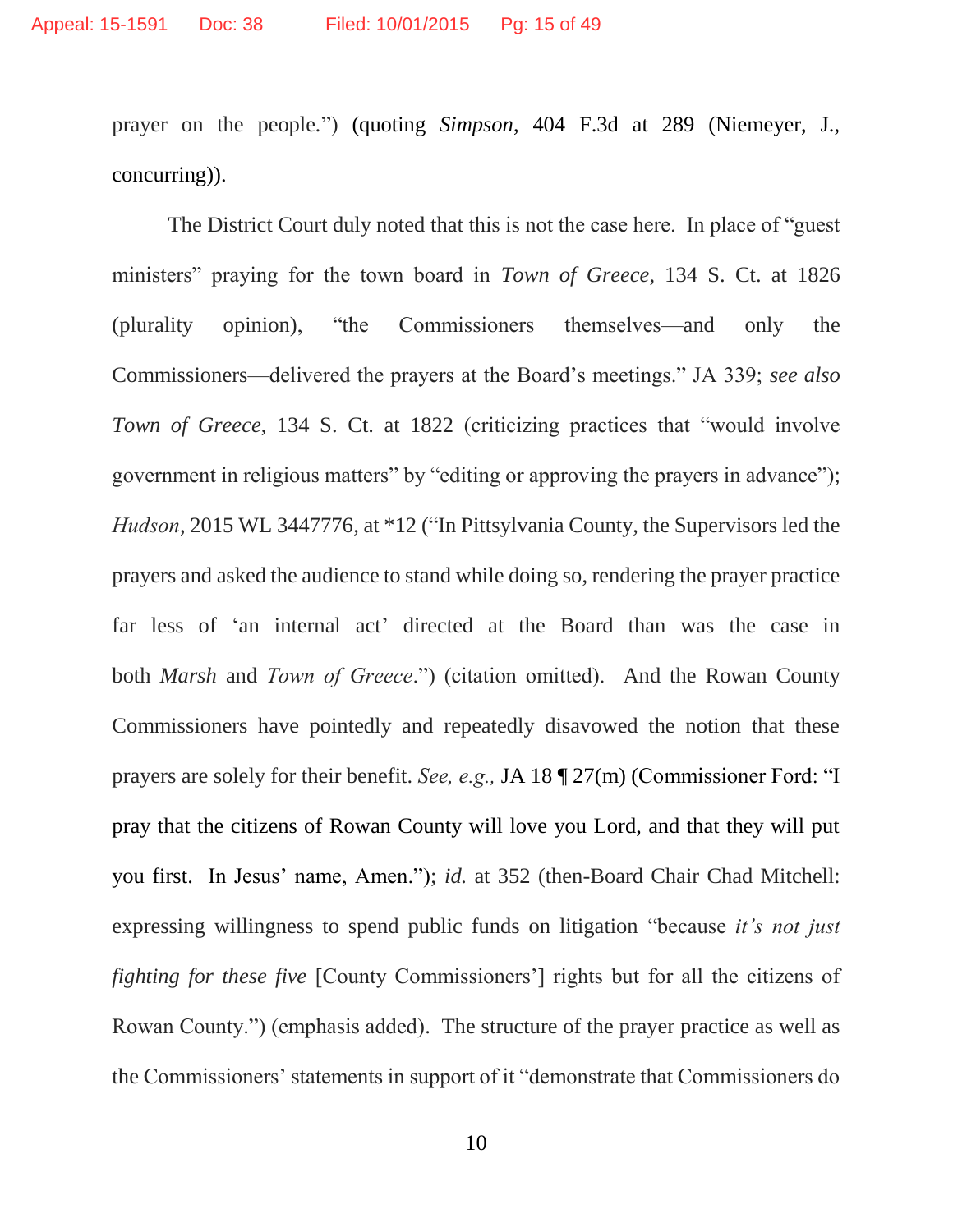prayer on the people.") (quoting *Simpson*, 404 F.3d at 289 (Niemeyer, J., concurring)).

The District Court duly noted that this is not the case here. In place of "guest ministers" praying for the town board in *Town of Greece*, 134 S. Ct. at 1826 (plurality opinion), "the Commissioners themselves—and only the Commissioners—delivered the prayers at the Board's meetings." JA 339; *see also* *Town of Greece*, 134 S. Ct. at 1822 (criticizing practices that "would involve government in religious matters" by "editing or approving the prayers in advance"); *Hudson*, 2015 WL 3447776, at *12 ("In Pittsylvania County, the Supervisors led the prayers and asked the audience to stand while doing so, rendering the prayer practice far less of 'an internal act' directed at the Board than was the case in both *Marsh* and *Town of Greece*.") (citation omitted). And the Rowan County Commissioners have pointedly and repeatedly disavowed the notion that these prayers are solely for their benefit. *See, e.g.,* JA 18 ¶ 27(m) (Commissioner Ford: "I pray that the citizens of Rowan County will love you Lord, and that they will put you first. In Jesus' name, Amen."); *id.* at 352 (then-Board Chair Chad Mitchell: expressing willingness to spend public funds on litigation "because *it's not just fighting for these five* [County Commissioners'] rights but for all the citizens of Rowan County.") (emphasis added). The structure of the prayer practice as well as the Commissioners' statements in support of it "demonstrate that Commissioners do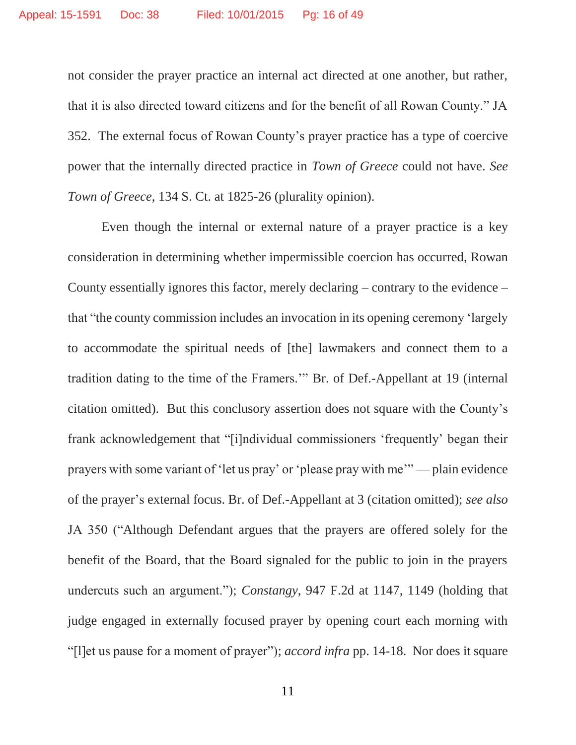not consider the prayer practice an internal act directed at one another, but rather, that it is also directed toward citizens and for the benefit of all Rowan County." JA 352. The external focus of Rowan County's prayer practice has a type of coercive power that the internally directed practice in *Town of Greece* could not have. *See Town of Greece*, 134 S. Ct. at 1825-26 (plurality opinion).

Even though the internal or external nature of a prayer practice is a key consideration in determining whether impermissible coercion has occurred, Rowan County essentially ignores this factor, merely declaring – contrary to the evidence – that "the county commission includes an invocation in its opening ceremony 'largely to accommodate the spiritual needs of [the] lawmakers and connect them to a tradition dating to the time of the Framers.'" Br. of Def.-Appellant at 19 (internal citation omitted). But this conclusory assertion does not square with the County's frank acknowledgement that "[i]ndividual commissioners 'frequently' began their prayers with some variant of 'let us pray' or 'please pray with me'" — plain evidence of the prayer's external focus. Br. of Def.-Appellant at 3 (citation omitted); *see also* JA 350 ("Although Defendant argues that the prayers are offered solely for the benefit of the Board, that the Board signaled for the public to join in the prayers undercuts such an argument."); *Constangy*, 947 F.2d at 1147, 1149 (holding that judge engaged in externally focused prayer by opening court each morning with "[l]et us pause for a moment of prayer"); *accord infra* pp. 14-18. Nor does it square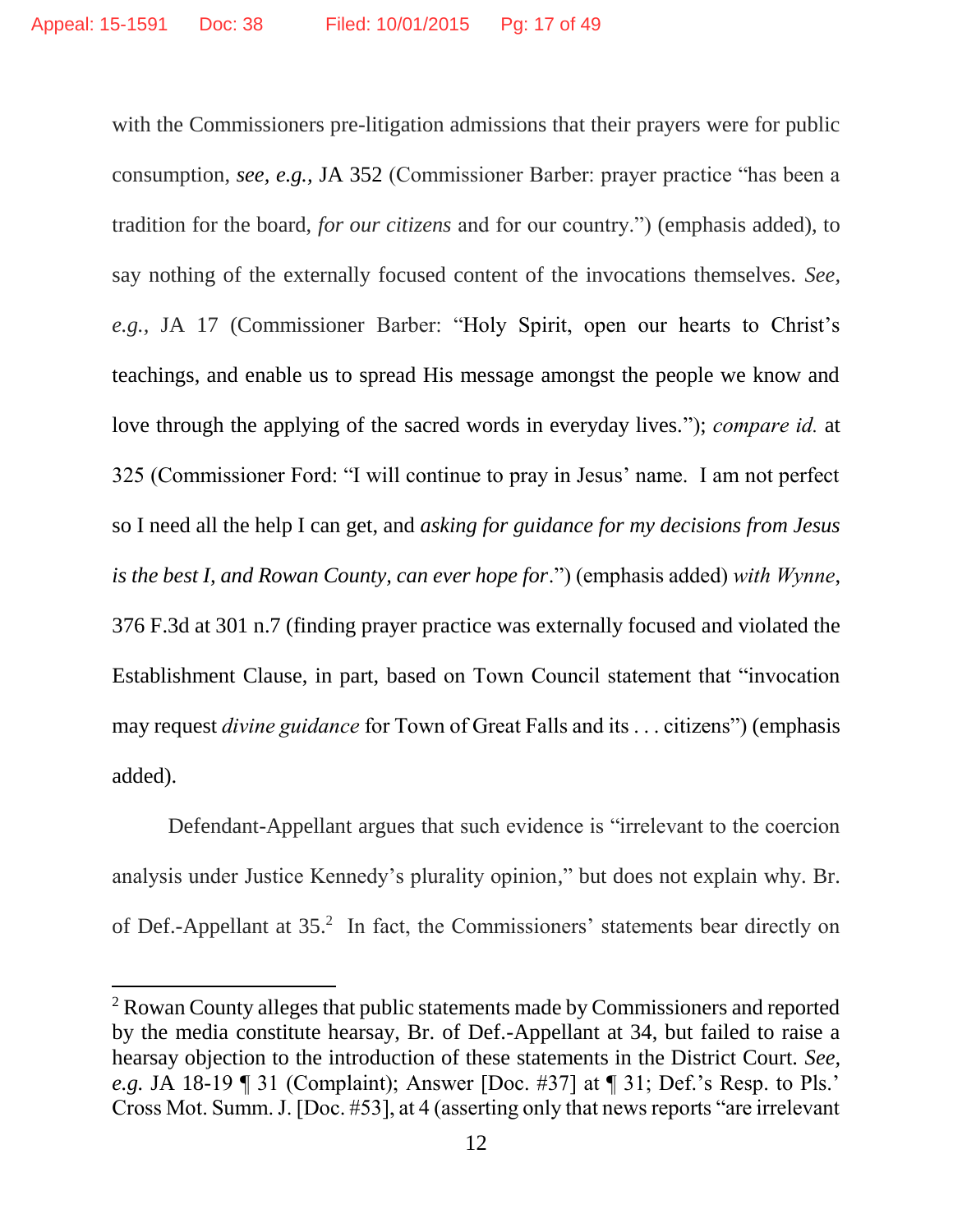with the Commissioners pre-litigation admissions that their prayers were for public consumption, *see, e.g.*, JA 352 (Commissioner Barber: prayer practice "has been a tradition for the board, *for our citizens* and for our country.") (emphasis added), to say nothing of the externally focused content of the invocations themselves. *See, e.g.*, JA 17 (Commissioner Barber: "Holy Spirit, open our hearts to Christ's teachings, and enable us to spread His message amongst the people we know and love through the applying of the sacred words in everyday lives."); *compare id.* at 325 (Commissioner Ford: "I will continue to pray in Jesus' name. I am not perfect so I need all the help I can get, and *asking for guidance for my decisions from Jesus is the best I, and Rowan County, can ever hope for*.") (emphasis added) *with Wynne*, 376 F.3d at 301 n.7 (finding prayer practice was externally focused and violated the Establishment Clause, in part, based on Town Council statement that "invocation may request *divine guidance* for Town of Great Falls and its . . . citizens") (emphasis added).

Defendant-Appellant argues that such evidence is "irrelevant to the coercion analysis under Justice Kennedy's plurality opinion," but does not explain why. Br. of Def.-Appellant at 35.[2] In fact, the Commissioners' statements bear directly on

[2] Rowan County alleges that public statements made by Commissioners and reported by the media constitute hearsay, Br. of Def.-Appellant at 34, but failed to raise a hearsay objection to the introduction of these statements in the District Court. *See, e.g.* JA 18-19 ¶ 31 (Complaint); Answer [Doc. #37] at ¶ 31; Def.'s Resp. to Pls.' Cross Mot. Summ. J. [Doc. #53], at 4 (asserting only that news reports "are irrelevant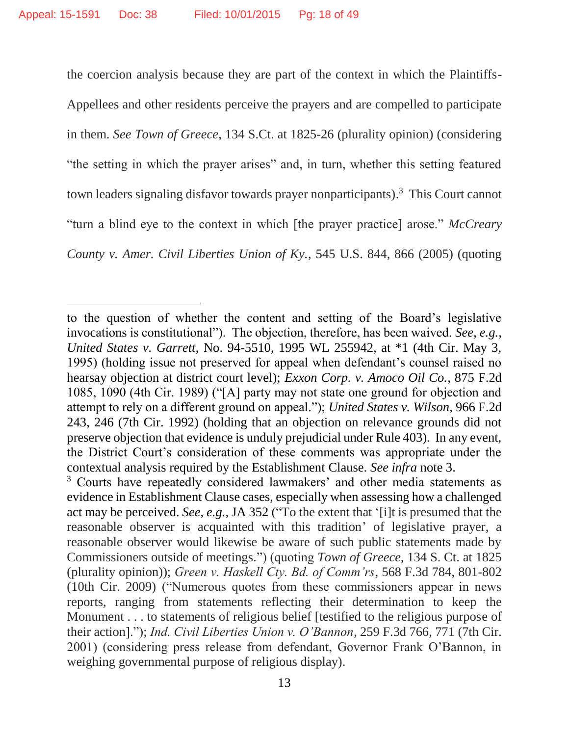the coercion analysis because they are part of the context in which the Plaintiffs-Appellees and other residents perceive the prayers and are compelled to participate in them. *See Town of Greece*, 134 S.Ct. at 1825-26 (plurality opinion) (considering "the setting in which the prayer arises" and, in turn, whether this setting featured town leaders signaling disfavor towards prayer nonparticipants).[3] This Court cannot "turn a blind eye to the context in which [the prayer practice] arose." *McCreary County v. Amer. Civil Liberties Union of Ky.*, 545 U.S. 844, 866 (2005) (quoting

---

to the question of whether the content and setting of the Board's legislative invocations is constitutional"). The objection, therefore, has been waived. *See, e.g., United States v. Garrett*, No. 94-5510, 1995 WL 255942, at *1 (4th Cir. May 3, 1995) (holding issue not preserved for appeal when defendant's counsel raised no hearsay objection at district court level); *Exxon Corp. v. Amoco Oil Co.*, 875 F.2d 1085, 1090 (4th Cir. 1989) ("[A] party may not state one ground for objection and attempt to rely on a different ground on appeal."); *United States v. Wilson,* 966 F.2d 243, 246 (7th Cir. 1992) (holding that an objection on relevance grounds did not preserve objection that evidence is unduly prejudicial under Rule 403). In any event, the District Court's consideration of these comments was appropriate under the contextual analysis required by the Establishment Clause. *See infra* note 3.

[3] Courts have repeatedly considered lawmakers' and other media statements as evidence in Establishment Clause cases, especially when assessing how a challenged act may be perceived. *See, e.g.*, JA 352 ("To the extent that '[i]t is presumed that the reasonable observer is acquainted with this tradition' of legislative prayer, a reasonable observer would likewise be aware of such public statements made by Commissioners outside of meetings.") (quoting *Town of Greece*, 134 S. Ct. at 1825 (plurality opinion)); *Green v. Haskell Cty. Bd. of Comm'rs*, 568 F.3d 784, 801-802 (10th Cir. 2009) ("Numerous quotes from these commissioners appear in news reports, ranging from statements reflecting their determination to keep the Monument . . . to statements of religious belief [testified to the religious purpose of their action]."); *Ind. Civil Liberties Union v. O'Bannon*, 259 F.3d 766, 771 (7th Cir. 2001) (considering press release from defendant, Governor Frank O'Bannon, in weighing governmental purpose of religious display).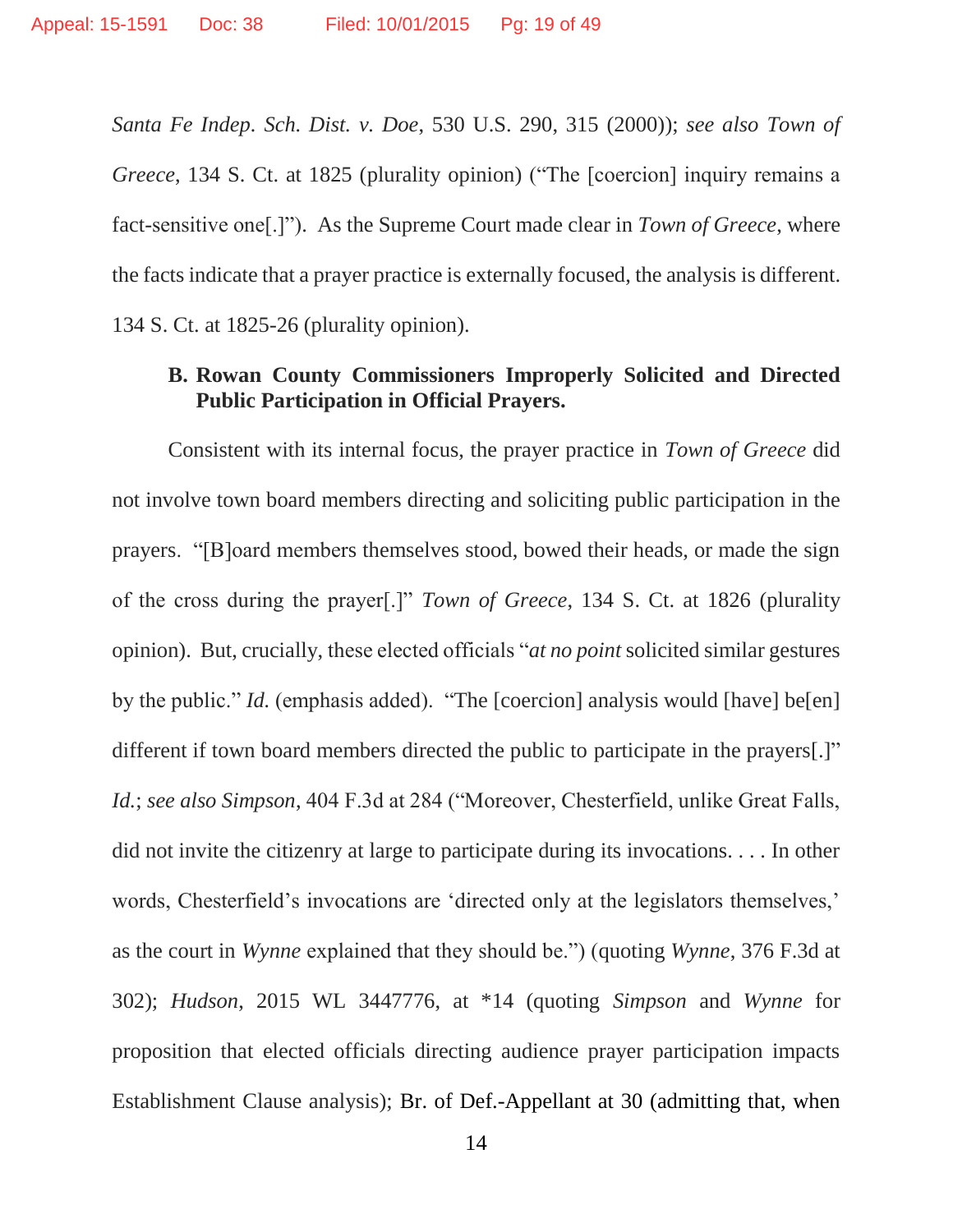*Santa Fe Indep. Sch. Dist. v. Doe*, 530 U.S. 290, 315 (2000)); *see also Town of Greece*, 134 S. Ct. at 1825 (plurality opinion) ("The [coercion] inquiry remains a fact-sensitive one[.]"). As the Supreme Court made clear in *Town of Greece*, where the facts indicate that a prayer practice is externally focused, the analysis is different. 134 S. Ct. at 1825-26 (plurality opinion).

### B. Rowan County Commissioners Improperly Solicited and Directed Public Participation in Official Prayers.

Consistent with its internal focus, the prayer practice in *Town of Greece* did not involve town board members directing and soliciting public participation in the prayers. "[B]oard members themselves stood, bowed their heads, or made the sign of the cross during the prayer[.]" *Town of Greece*, 134 S. Ct. at 1826 (plurality opinion). But, crucially, these elected officials "*at no point* solicited similar gestures by the public." *Id.* (emphasis added). "The [coercion] analysis would [have] be[en] different if town board members directed the public to participate in the prayers[.]" *Id.*; *see also Simpson*, 404 F.3d at 284 ("Moreover, Chesterfield, unlike Great Falls, did not invite the citizenry at large to participate during its invocations. . . . In other words, Chesterfield's invocations are 'directed only at the legislators themselves,' as the court in *Wynne* explained that they should be.") (quoting *Wynne*, 376 F.3d at 302); *Hudson*, 2015 WL 3447776, at *14 (quoting *Simpson* and *Wynne* for proposition that elected officials directing audience prayer participation impacts Establishment Clause analysis); Br. of Def.-Appellant at 30 (admitting that, when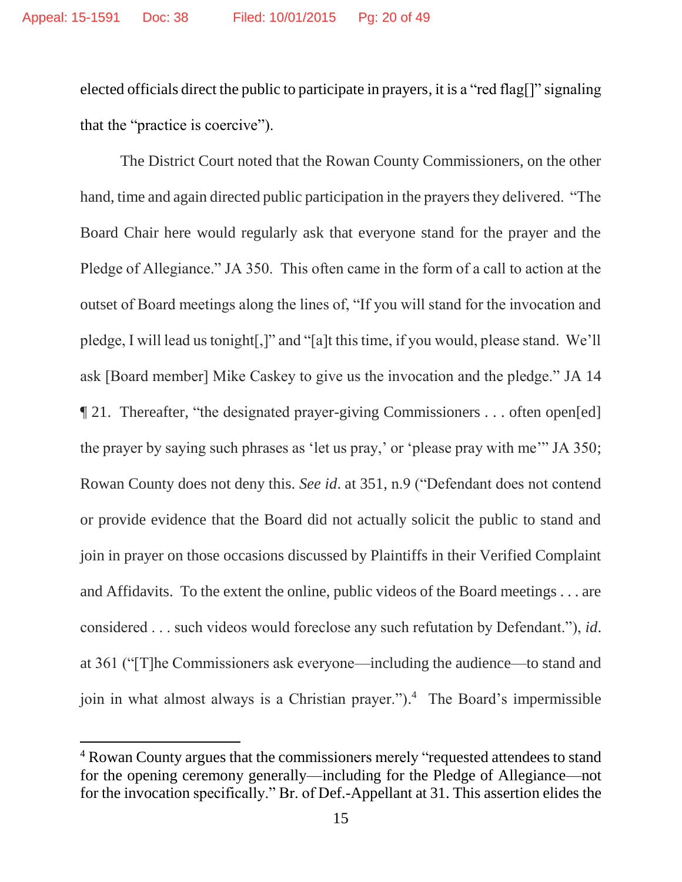elected officials direct the public to participate in prayers, it is a "red flag[]" signaling that the "practice is coercive").

The District Court noted that the Rowan County Commissioners, on the other hand, time and again directed public participation in the prayers they delivered. "The Board Chair here would regularly ask that everyone stand for the prayer and the Pledge of Allegiance." JA 350. This often came in the form of a call to action at the outset of Board meetings along the lines of, "If you will stand for the invocation and pledge, I will lead us tonight[,]" and "[a]t this time, if you would, please stand. We'll ask [Board member] Mike Caskey to give us the invocation and the pledge." JA 14 ¶ 21. Thereafter, "the designated prayer-giving Commissioners . . . often open[ed] the prayer by saying such phrases as 'let us pray,' or 'please pray with me'" JA 350; Rowan County does not deny this. *See id*. at 351, n.9 ("Defendant does not contend or provide evidence that the Board did not actually solicit the public to stand and join in prayer on those occasions discussed by Plaintiffs in their Verified Complaint and Affidavits. To the extent the online, public videos of the Board meetings . . . are considered . . . such videos would foreclose any such refutation by Defendant."), *id*. at 361 ("[T]he Commissioners ask everyone—including the audience—to stand and join in what almost always is a Christian prayer.").[4] The Board's impermissible

[4] Rowan County argues that the commissioners merely "requested attendees to stand for the opening ceremony generally—including for the Pledge of Allegiance—not for the invocation specifically." Br. of Def.-Appellant at 31. This assertion elides the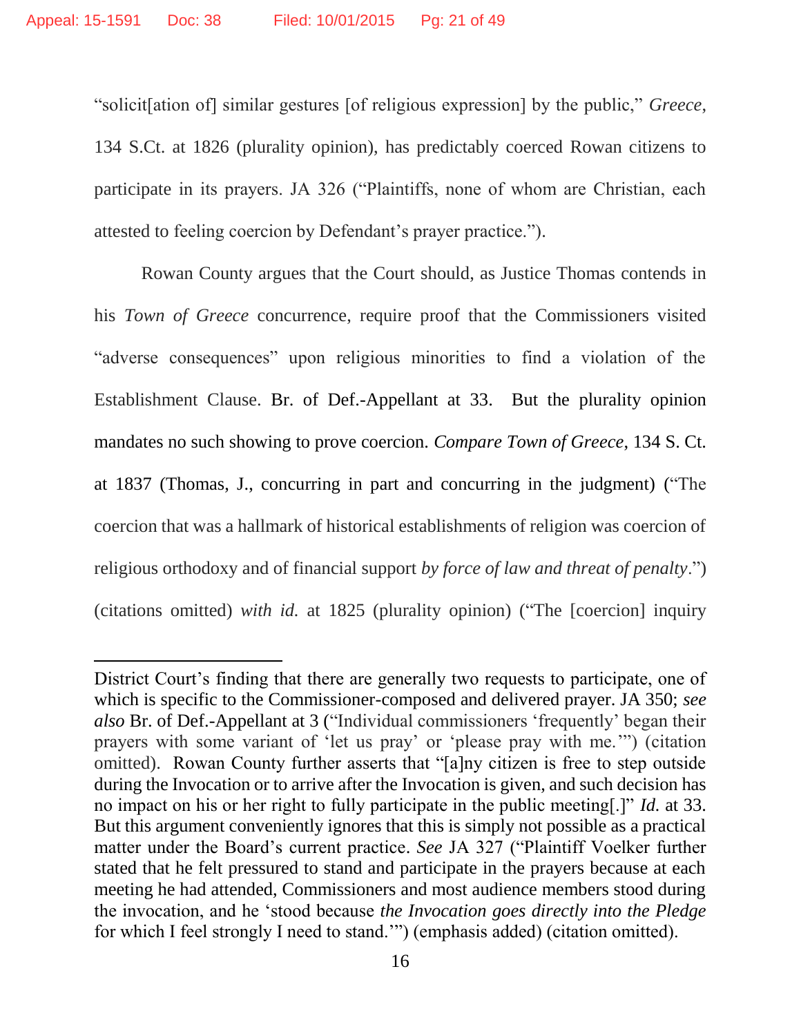"solicit[ation of] similar gestures [of religious expression] by the public," *Greece,* 134 S.Ct. at 1826 (plurality opinion), has predictably coerced Rowan citizens to participate in its prayers. JA 326 ("Plaintiffs, none of whom are Christian, each attested to feeling coercion by Defendant's prayer practice.").

Rowan County argues that the Court should, as Justice Thomas contends in his *Town of Greece* concurrence, require proof that the Commissioners visited "adverse consequences" upon religious minorities to find a violation of the Establishment Clause. Br. of Def.-Appellant at 33. But the plurality opinion mandates no such showing to prove coercion. *Compare Town of Greece,* 134 S. Ct. at 1837 (Thomas, J., concurring in part and concurring in the judgment) ("The coercion that was a hallmark of historical establishments of religion was coercion of religious orthodoxy and of financial support *by force of law and threat of penalty*.") (citations omitted) *with id.* at 1825 (plurality opinion) ("The [coercion] inquiry

---

District Court's finding that there are generally two requests to participate, one of which is specific to the Commissioner-composed and delivered prayer. JA 350; *see also* Br. of Def.-Appellant at 3 ("Individual commissioners 'frequently' began their prayers with some variant of 'let us pray' or 'please pray with me.'") (citation omitted). Rowan County further asserts that "[a]ny citizen is free to step outside during the Invocation or to arrive after the Invocation is given, and such decision has no impact on his or her right to fully participate in the public meeting[.]" *Id.* at 33. But this argument conveniently ignores that this is simply not possible as a practical matter under the Board's current practice. *See* JA 327 ("Plaintiff Voelker further stated that he felt pressured to stand and participate in the prayers because at each meeting he had attended, Commissioners and most audience members stood during the invocation, and he 'stood because *the Invocation goes directly into the Pledge* for which I feel strongly I need to stand.'") (emphasis added) (citation omitted).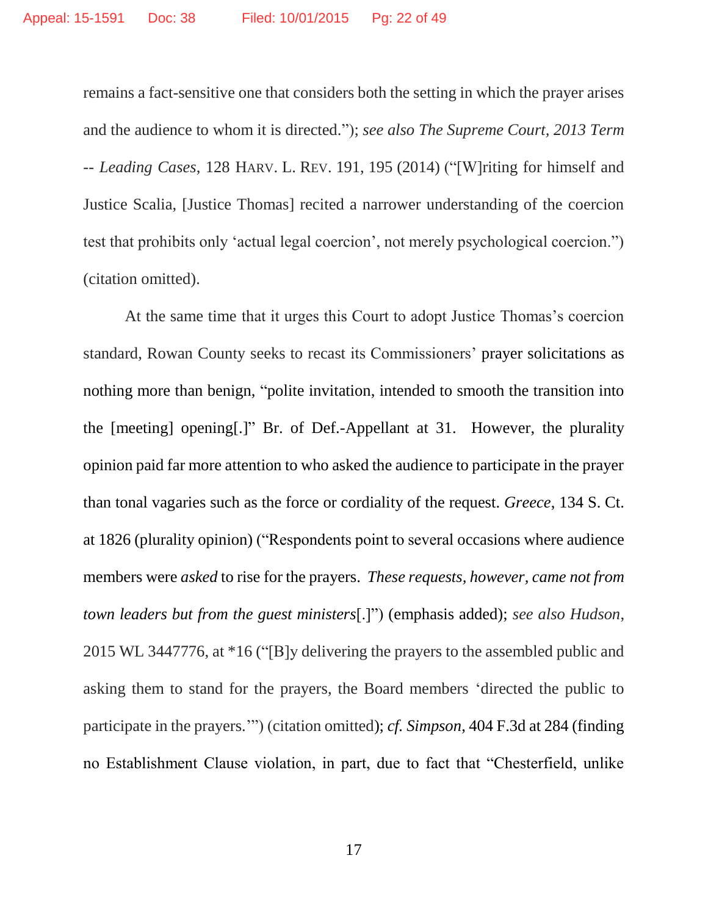remains a fact-sensitive one that considers both the setting in which the prayer arises and the audience to whom it is directed."); *see also The Supreme Court, 2013 Term -- Leading Cases*, 128 HARV. L. REV. 191, 195 (2014) ("[W]riting for himself and Justice Scalia, [Justice Thomas] recited a narrower understanding of the coercion test that prohibits only 'actual legal coercion', not merely psychological coercion.") (citation omitted).

At the same time that it urges this Court to adopt Justice Thomas's coercion standard, Rowan County seeks to recast its Commissioners' prayer solicitations as nothing more than benign, "polite invitation, intended to smooth the transition into the [meeting] opening[.]" Br. of Def.-Appellant at 31. However, the plurality opinion paid far more attention to who asked the audience to participate in the prayer than tonal vagaries such as the force or cordiality of the request. *Greece*, 134 S. Ct. at 1826 (plurality opinion) ("Respondents point to several occasions where audience members were *asked* to rise for the prayers. *These requests, however, came not from town leaders but from the guest ministers*[.]") (emphasis added); *see also Hudson*, 2015 WL 3447776, at *16 ("[B]y delivering the prayers to the assembled public and asking them to stand for the prayers, the Board members 'directed the public to participate in the prayers.'") (citation omitted); *cf. Simpson*, 404 F.3d at 284 (finding no Establishment Clause violation, in part, due to fact that "Chesterfield, unlike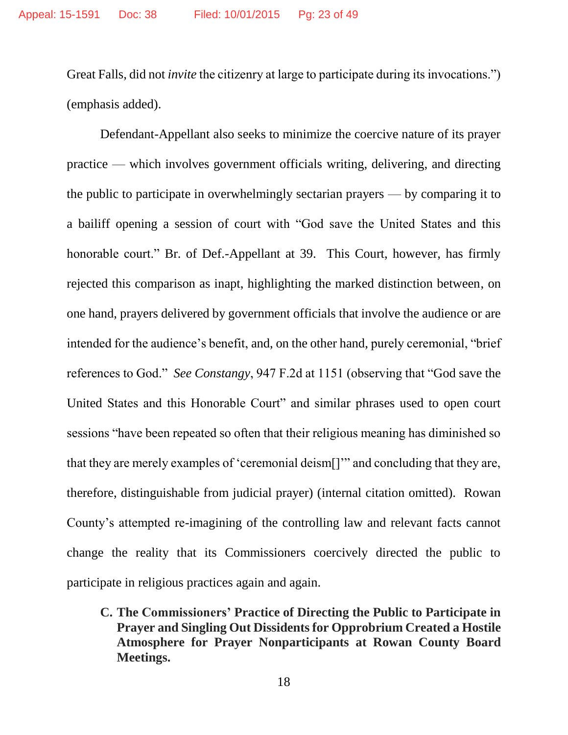Great Falls, did not *invite* the citizenry at large to participate during its invocations.") (emphasis added).

Defendant-Appellant also seeks to minimize the coercive nature of its prayer practice — which involves government officials writing, delivering, and directing the public to participate in overwhelmingly sectarian prayers — by comparing it to a bailiff opening a session of court with "God save the United States and this honorable court." Br. of Def.-Appellant at 39. This Court, however, has firmly rejected this comparison as inapt, highlighting the marked distinction between, on one hand, prayers delivered by government officials that involve the audience or are intended for the audience's benefit, and, on the other hand, purely ceremonial, "brief references to God." *See Constangy*, 947 F.2d at 1151 (observing that "God save the United States and this Honorable Court" and similar phrases used to open court sessions "have been repeated so often that their religious meaning has diminished so that they are merely examples of 'ceremonial deism[]'" and concluding that they are, therefore, distinguishable from judicial prayer) (internal citation omitted). Rowan County's attempted re-imagining of the controlling law and relevant facts cannot change the reality that its Commissioners coercively directed the public to participate in religious practices again and again.

### C. The Commissioners' Practice of Directing the Public to Participate in Prayer and Singling Out Dissidents for Opprobrium Created a Hostile Atmosphere for Prayer Nonparticipants at Rowan County Board Meetings.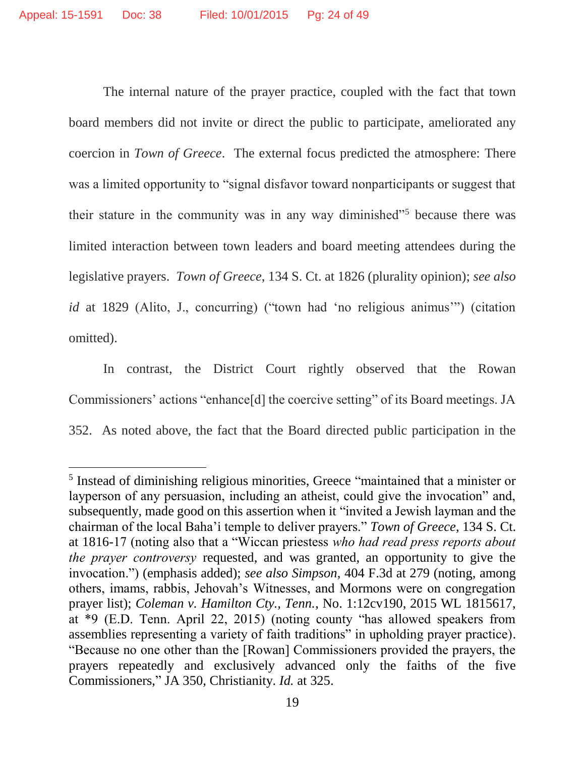The internal nature of the prayer practice, coupled with the fact that town board members did not invite or direct the public to participate, ameliorated any coercion in *Town of Greece*. The external focus predicted the atmosphere: There was a limited opportunity to "signal disfavor toward nonparticipants or suggest that their stature in the community was in any way diminished"[5] because there was limited interaction between town leaders and board meeting attendees during the legislative prayers. *Town of Greece*, 134 S. Ct. at 1826 (plurality opinion); *see also id* at 1829 (Alito, J., concurring) ("town had 'no religious animus'") (citation omitted).

In contrast, the District Court rightly observed that the Rowan Commissioners' actions "enhance[d] the coercive setting" of its Board meetings. JA 352. As noted above, the fact that the Board directed public participation in the

---

[5] Instead of diminishing religious minorities, Greece "maintained that a minister or layperson of any persuasion, including an atheist, could give the invocation" and, subsequently, made good on this assertion when it "invited a Jewish layman and the chairman of the local Baha'i temple to deliver prayers." *Town of Greece*, 134 S. Ct. at 1816-17 (noting also that a "Wiccan priestess *who had read press reports about the prayer controversy* requested, and was granted, an opportunity to give the invocation.") (emphasis added); *see also Simpson*, 404 F.3d at 279 (noting, among others, imams, rabbis, Jehovah's Witnesses, and Mormons were on congregation prayer list); *Coleman v. Hamilton Cty., Tenn.*, No. 1:12cv190, 2015 WL 1815617, at *9 (E.D. Tenn. April 22, 2015) (noting county "has allowed speakers from assemblies representing a variety of faith traditions" in upholding prayer practice). "Because no one other than the [Rowan] Commissioners provided the prayers, the prayers repeatedly and exclusively advanced only the faiths of the five Commissioners," JA 350, Christianity. *Id.* at 325.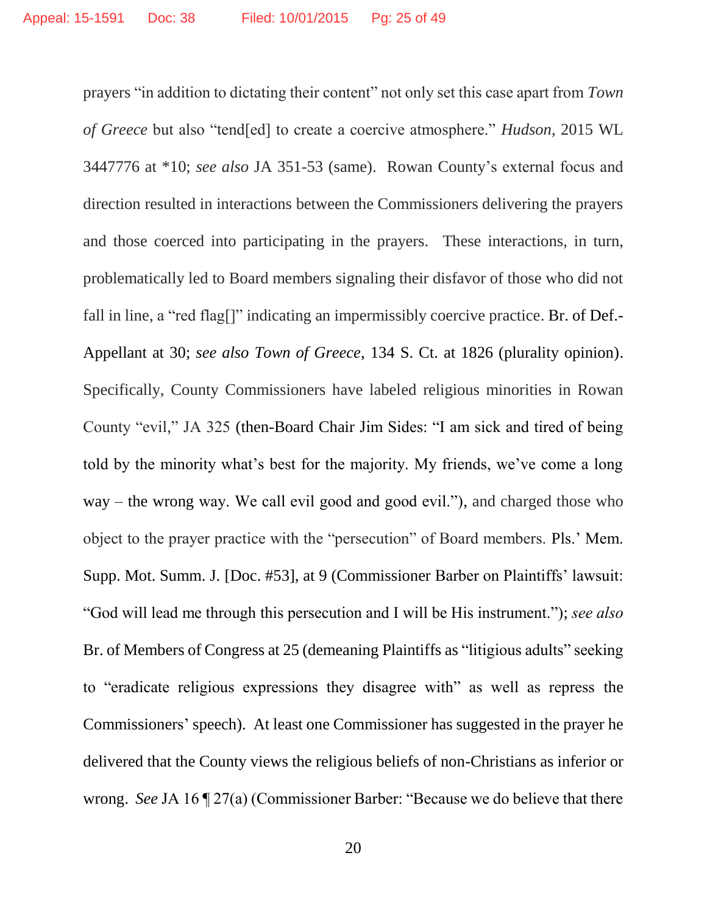prayers "in addition to dictating their content" not only set this case apart from *Town of Greece* but also "tend[ed] to create a coercive atmosphere." *Hudson*, 2015 WL 3447776 at *10; *see also* JA 351-53 (same). Rowan County's external focus and direction resulted in interactions between the Commissioners delivering the prayers and those coerced into participating in the prayers. These interactions, in turn, problematically led to Board members signaling their disfavor of those who did not fall in line, a "red flag[]" indicating an impermissibly coercive practice. Br. of Def.-Appellant at 30; *see also Town of Greece*, 134 S. Ct. at 1826 (plurality opinion). Specifically, County Commissioners have labeled religious minorities in Rowan County "evil," JA 325 (then-Board Chair Jim Sides: "I am sick and tired of being told by the minority what's best for the majority. My friends, we've come a long way – the wrong way. We call evil good and good evil."), and charged those who object to the prayer practice with the "persecution" of Board members. Pls.' Mem. Supp. Mot. Summ. J. [Doc. #53], at 9 (Commissioner Barber on Plaintiffs' lawsuit: "God will lead me through this persecution and I will be His instrument."); *see also* Br. of Members of Congress at 25 (demeaning Plaintiffs as "litigious adults" seeking to "eradicate religious expressions they disagree with" as well as repress the Commissioners' speech). At least one Commissioner has suggested in the prayer he delivered that the County views the religious beliefs of non-Christians as inferior or wrong. *See* JA 16 ¶ 27(a) (Commissioner Barber: "Because we do believe that there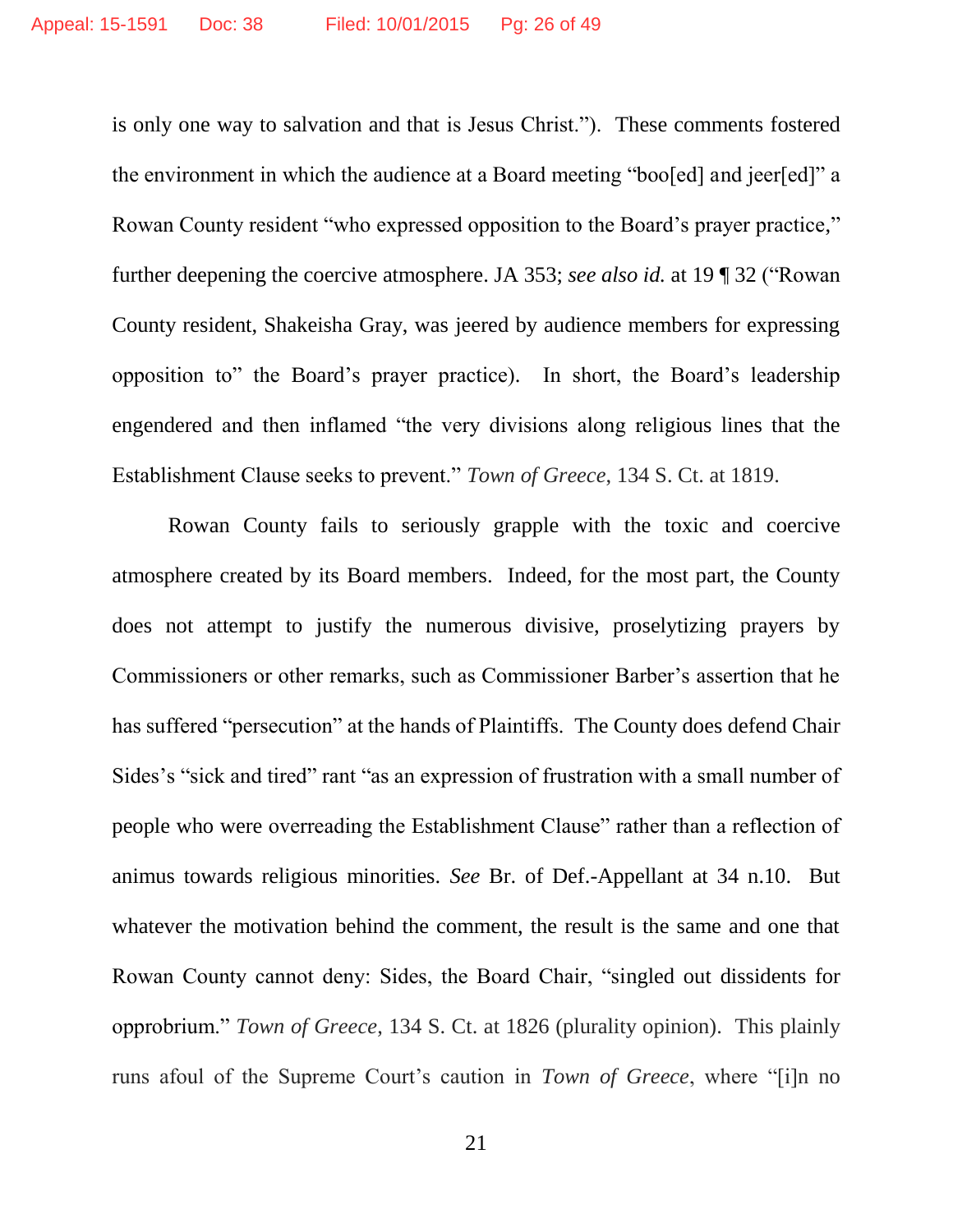is only one way to salvation and that is Jesus Christ."). These comments fostered the environment in which the audience at a Board meeting "boo[ed] and jeer[ed]" a Rowan County resident "who expressed opposition to the Board's prayer practice," further deepening the coercive atmosphere. JA 353; *see also id.* at 19 ¶ 32 ("Rowan County resident, Shakeisha Gray, was jeered by audience members for expressing opposition to" the Board's prayer practice). In short, the Board's leadership engendered and then inflamed "the very divisions along religious lines that the Establishment Clause seeks to prevent." *Town of Greece*, 134 S. Ct. at 1819.

Rowan County fails to seriously grapple with the toxic and coercive atmosphere created by its Board members. Indeed, for the most part, the County does not attempt to justify the numerous divisive, proselytizing prayers by Commissioners or other remarks, such as Commissioner Barber's assertion that he has suffered "persecution" at the hands of Plaintiffs. The County does defend Chair Sides's "sick and tired" rant "as an expression of frustration with a small number of people who were overreading the Establishment Clause" rather than a reflection of animus towards religious minorities. *See* Br. of Def.-Appellant at 34 n.10. But whatever the motivation behind the comment, the result is the same and one that Rowan County cannot deny: Sides, the Board Chair, "singled out dissidents for opprobrium." *Town of Greece*, 134 S. Ct. at 1826 (plurality opinion). This plainly runs afoul of the Supreme Court's caution in *Town of Greece*, where "[i]n no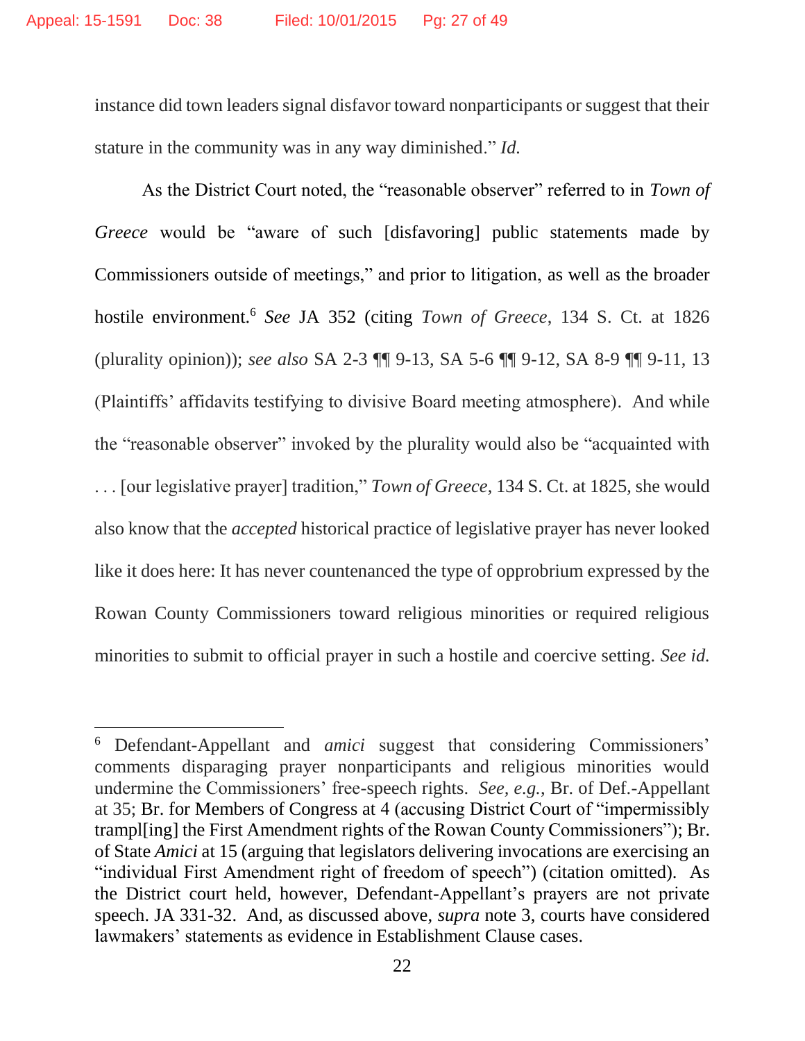instance did town leaders signal disfavor toward nonparticipants or suggest that their stature in the community was in any way diminished." *Id.*

As the District Court noted, the "reasonable observer" referred to in *Town of Greece* would be "aware of such [disfavoring] public statements made by Commissioners outside of meetings," and prior to litigation, as well as the broader hostile environment.[6] *See* JA 352 (citing *Town of Greece*, 134 S. Ct. at 1826 (plurality opinion)); *see also* SA 2-3 ¶¶ 9-13, SA 5-6 ¶¶ 9-12, SA 8-9 ¶¶ 9-11, 13 (Plaintiffs' affidavits testifying to divisive Board meeting atmosphere). And while the "reasonable observer" invoked by the plurality would also be "acquainted with . . . [our legislative prayer] tradition," *Town of Greece*, 134 S. Ct. at 1825, she would also know that the *accepted* historical practice of legislative prayer has never looked like it does here: It has never countenanced the type of opprobrium expressed by the Rowan County Commissioners toward religious minorities or required religious minorities to submit to official prayer in such a hostile and coercive setting. *See id.*

---

[6] Defendant-Appellant and *amici* suggest that considering Commissioners' comments disparaging prayer nonparticipants and religious minorities would undermine the Commissioners' free-speech rights. *See, e.g.*, Br. of Def.-Appellant at 35; Br. for Members of Congress at 4 (accusing District Court of "impermissibly trampl[ing] the First Amendment rights of the Rowan County Commissioners"); Br. of State *Amici* at 15 (arguing that legislators delivering invocations are exercising an "individual First Amendment right of freedom of speech") (citation omitted). As the District court held, however, Defendant-Appellant's prayers are not private speech. JA 331-32. And, as discussed above, *supra* note 3, courts have considered lawmakers' statements as evidence in Establishment Clause cases.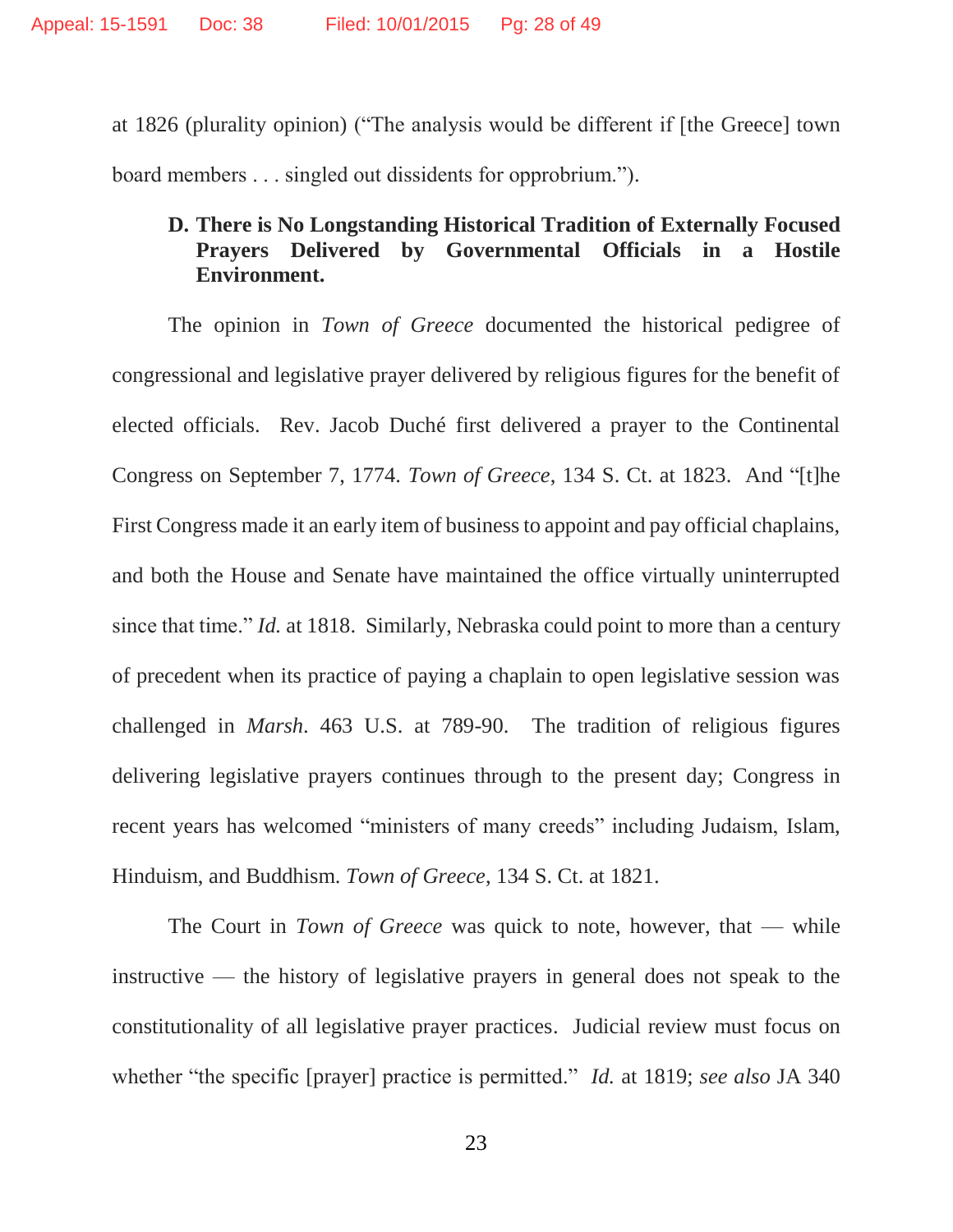at 1826 (plurality opinion) ("The analysis would be different if [the Greece] town board members . . . singled out dissidents for opprobrium.").

**D. There is No Longstanding Historical Tradition of Externally Focused Prayers Delivered by Governmental Officials in a Hostile Environment.**

The opinion in *Town of Greece* documented the historical pedigree of congressional and legislative prayer delivered by religious figures for the benefit of elected officials. Rev. Jacob Duché first delivered a prayer to the Continental Congress on September 7, 1774. *Town of Greece*, 134 S. Ct. at 1823. And "[t]he First Congress made it an early item of business to appoint and pay official chaplains, and both the House and Senate have maintained the office virtually uninterrupted since that time." *Id.* at 1818. Similarly, Nebraska could point to more than a century of precedent when its practice of paying a chaplain to open legislative session was challenged in *Marsh*. 463 U.S. at 789-90. The tradition of religious figures delivering legislative prayers continues through to the present day; Congress in recent years has welcomed "ministers of many creeds" including Judaism, Islam, Hinduism, and Buddhism. *Town of Greece*, 134 S. Ct. at 1821.

The Court in *Town of Greece* was quick to note, however, that — while instructive — the history of legislative prayers in general does not speak to the constitutionality of all legislative prayer practices. Judicial review must focus on whether "the specific [prayer] practice is permitted." *Id.* at 1819; *see also* JA 340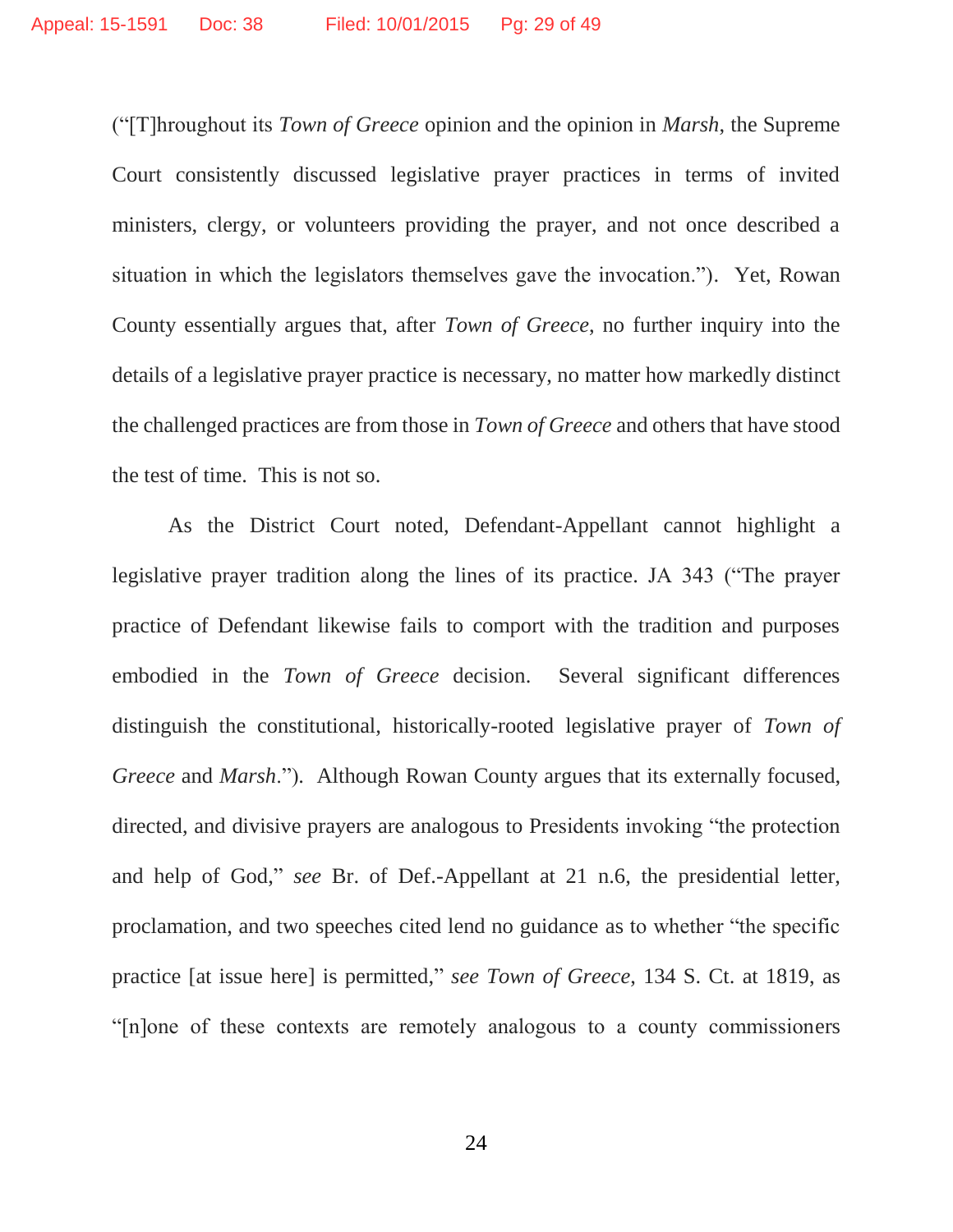("[T]hroughout its *Town of Greece* opinion and the opinion in *Marsh*, the Supreme Court consistently discussed legislative prayer practices in terms of invited ministers, clergy, or volunteers providing the prayer, and not once described a situation in which the legislators themselves gave the invocation."). Yet, Rowan County essentially argues that, after *Town of Greece*, no further inquiry into the details of a legislative prayer practice is necessary, no matter how markedly distinct the challenged practices are from those in *Town of Greece* and others that have stood the test of time. This is not so.

As the District Court noted, Defendant-Appellant cannot highlight a legislative prayer tradition along the lines of its practice. JA 343 ("The prayer practice of Defendant likewise fails to comport with the tradition and purposes embodied in the *Town of Greece* decision. Several significant differences distinguish the constitutional, historically-rooted legislative prayer of *Town of Greece* and *Marsh*."). Although Rowan County argues that its externally focused, directed, and divisive prayers are analogous to Presidents invoking "the protection and help of God," *see* Br. of Def.-Appellant at 21 n.6, the presidential letter, proclamation, and two speeches cited lend no guidance as to whether "the specific practice [at issue here] is permitted," *see Town of Greece*, 134 S. Ct. at 1819, as "[n]one of these contexts are remotely analogous to a county commissioners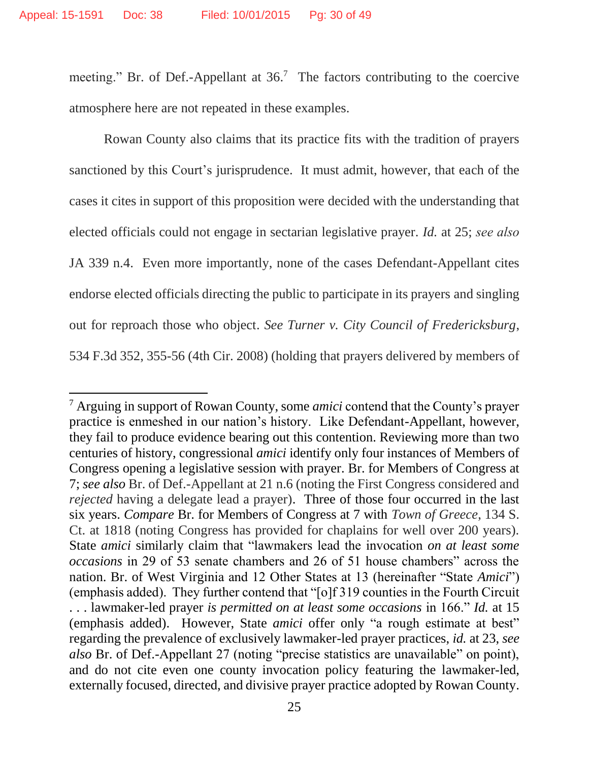meeting." Br. of Def.-Appellant at 36.[7] The factors contributing to the coercive atmosphere here are not repeated in these examples.

Rowan County also claims that its practice fits with the tradition of prayers sanctioned by this Court's jurisprudence. It must admit, however, that each of the cases it cites in support of this proposition were decided with the understanding that elected officials could not engage in sectarian legislative prayer. *Id.* at 25; *see also* JA 339 n.4. Even more importantly, none of the cases Defendant-Appellant cites endorse elected officials directing the public to participate in its prayers and singling out for reproach those who object. *See Turner v. City Council of Fredericksburg*, 534 F.3d 352, 355-56 (4th Cir. 2008) (holding that prayers delivered by members of

---

[7] Arguing in support of Rowan County, some *amici* contend that the County's prayer practice is enmeshed in our nation's history. Like Defendant-Appellant, however, they fail to produce evidence bearing out this contention. Reviewing more than two centuries of history, congressional *amici* identify only four instances of Members of Congress opening a legislative session with prayer. Br. for Members of Congress at 7; *see also* Br. of Def.-Appellant at 21 n.6 (noting the First Congress considered and *rejected* having a delegate lead a prayer). Three of those four occurred in the last six years. *Compare* Br. for Members of Congress at 7 with *Town of Greece*, 134 S. Ct. at 1818 (noting Congress has provided for chaplains for well over 200 years). State *amici* similarly claim that "lawmakers lead the invocation *on at least some occasions* in 29 of 53 senate chambers and 26 of 51 house chambers" across the nation. Br. of West Virginia and 12 Other States at 13 (hereinafter "State *Amici*") (emphasis added). They further contend that "[o]f 319 counties in the Fourth Circuit . . . lawmaker-led prayer *is permitted on at least some occasions* in 166." *Id.* at 15 (emphasis added). However, State *amici* offer only "a rough estimate at best" regarding the prevalence of exclusively lawmaker-led prayer practices, *id.* at 23, *see also* Br. of Def.-Appellant 27 (noting "precise statistics are unavailable" on point), and do not cite even one county invocation policy featuring the lawmaker-led, externally focused, directed, and divisive prayer practice adopted by Rowan County.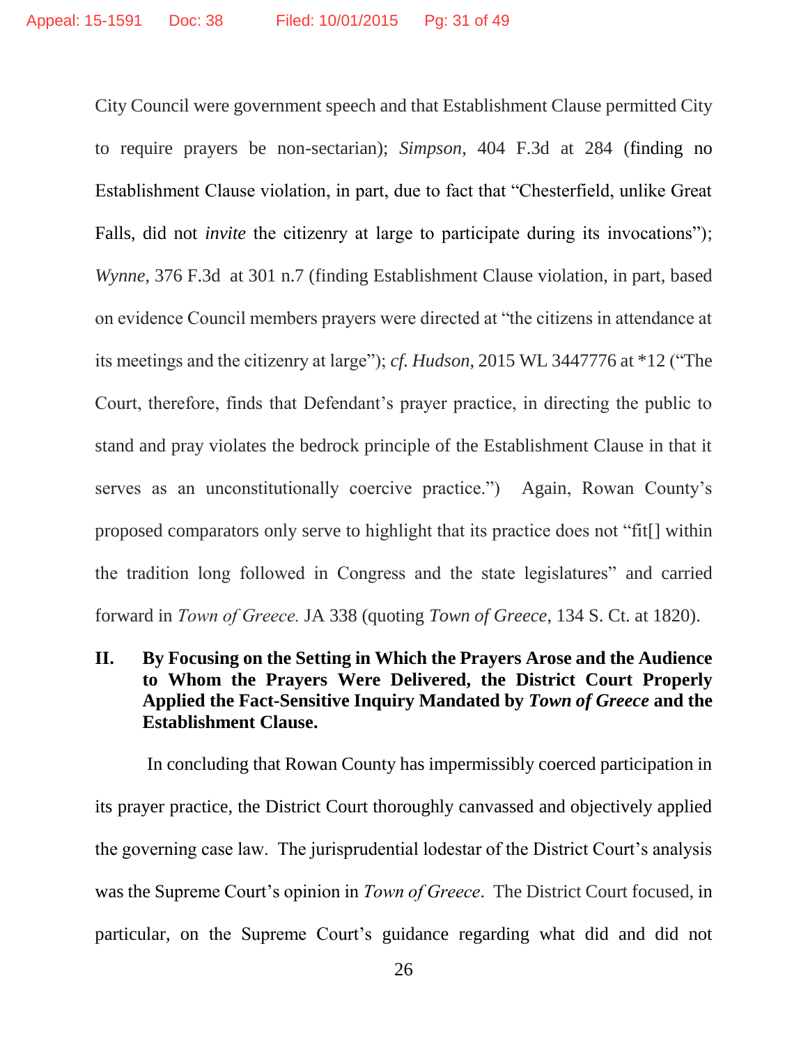City Council were government speech and that Establishment Clause permitted City to require prayers be non-sectarian); *Simpson*, 404 F.3d at 284 (finding no Establishment Clause violation, in part, due to fact that "Chesterfield, unlike Great Falls, did not *invite* the citizenry at large to participate during its invocations"); *Wynne*, 376 F.3d at 301 n.7 (finding Establishment Clause violation, in part, based on evidence Council members prayers were directed at "the citizens in attendance at its meetings and the citizenry at large"); *cf. Hudson*, 2015 WL 3447776 at *12 ("The Court, therefore, finds that Defendant's prayer practice, in directing the public to stand and pray violates the bedrock principle of the Establishment Clause in that it serves as an unconstitutionally coercive practice.") Again, Rowan County's proposed comparators only serve to highlight that its practice does not "fit[] within the tradition long followed in Congress and the state legislatures" and carried forward in *Town of Greece.* JA 338 (quoting *Town of Greece*, 134 S. Ct. at 1820).

## II. By Focusing on the Setting in Which the Prayers Arose and the Audience to Whom the Prayers Were Delivered, the District Court Properly Applied the Fact-Sensitive Inquiry Mandated by *Town of Greece* and the Establishment Clause.

In concluding that Rowan County has impermissibly coerced participation in its prayer practice, the District Court thoroughly canvassed and objectively applied the governing case law. The jurisprudential lodestar of the District Court's analysis was the Supreme Court's opinion in *Town of Greece*. The District Court focused, in particular, on the Supreme Court's guidance regarding what did and did not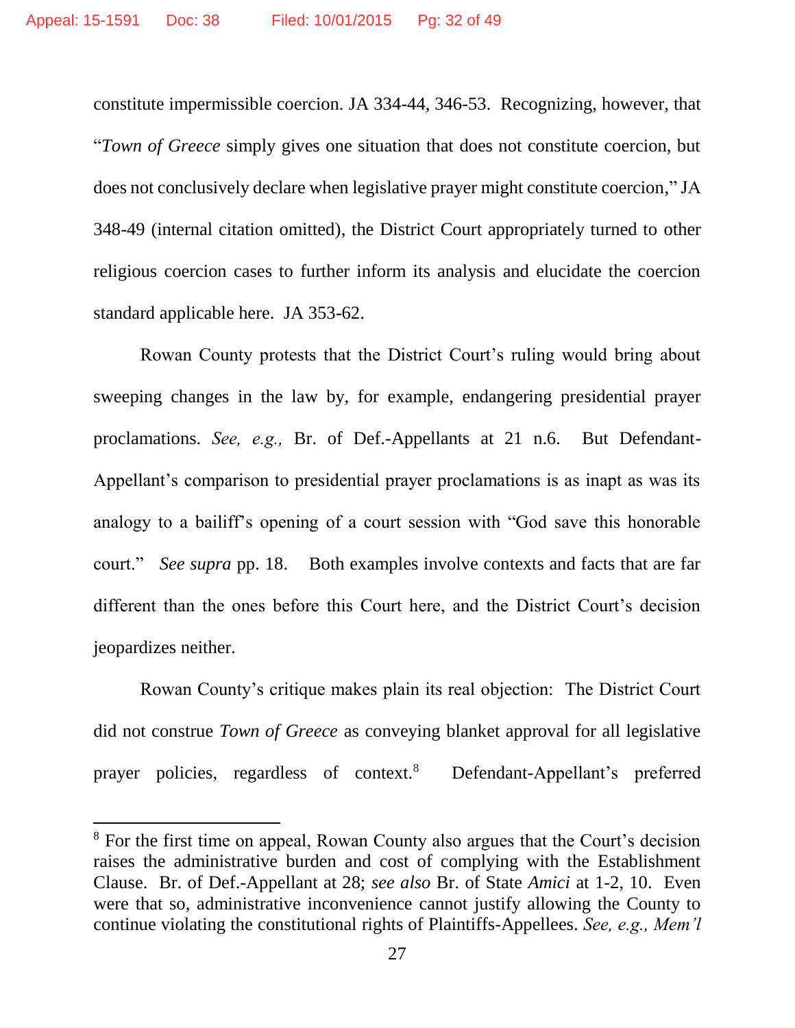constitute impermissible coercion. JA 334-44, 346-53. Recognizing, however, that "*Town of Greece* simply gives one situation that does not constitute coercion, but does not conclusively declare when legislative prayer might constitute coercion," JA 348-49 (internal citation omitted), the District Court appropriately turned to other religious coercion cases to further inform its analysis and elucidate the coercion standard applicable here. JA 353-62.

Rowan County protests that the District Court's ruling would bring about sweeping changes in the law by, for example, endangering presidential prayer proclamations. *See, e.g.,* Br. of Def.-Appellants at 21 n.6. But Defendant-Appellant's comparison to presidential prayer proclamations is as inapt as was its analogy to a bailiff's opening of a court session with "God save this honorable court." *See supra* pp. 18. Both examples involve contexts and facts that are far different than the ones before this Court here, and the District Court's decision jeopardizes neither.

Rowan County's critique makes plain its real objection: The District Court did not construe *Town of Greece* as conveying blanket approval for all legislative prayer policies, regardless of context.[8] Defendant-Appellant's preferred

---

[8] For the first time on appeal, Rowan County also argues that the Court's decision raises the administrative burden and cost of complying with the Establishment Clause. Br. of Def.-Appellant at 28; *see also* Br. of State *Amici* at 1-2, 10. Even were that so, administrative inconvenience cannot justify allowing the County to continue violating the constitutional rights of Plaintiffs-Appellees. *See, e.g., Mem'l*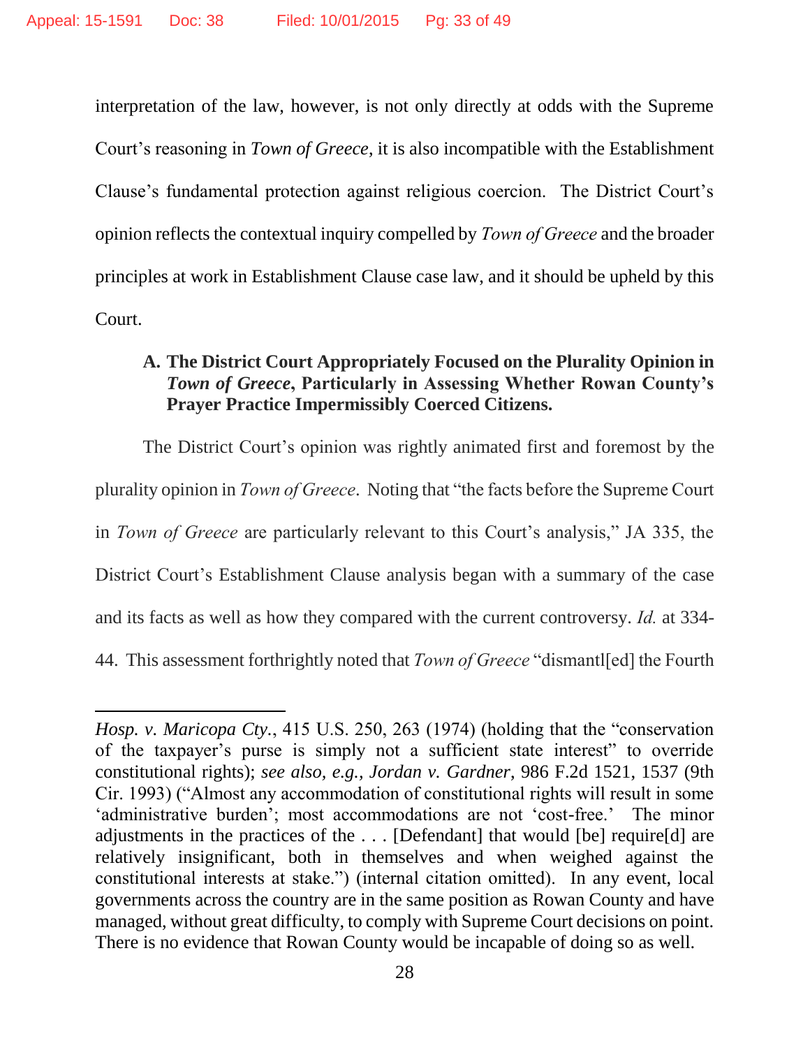interpretation of the law, however, is not only directly at odds with the Supreme Court's reasoning in *Town of Greece*, it is also incompatible with the Establishment Clause's fundamental protection against religious coercion. The District Court's opinion reflects the contextual inquiry compelled by *Town of Greece* and the broader principles at work in Establishment Clause case law, and it should be upheld by this Court.

### A. The District Court Appropriately Focused on the Plurality Opinion in *Town of Greece*, Particularly in Assessing Whether Rowan County's Prayer Practice Impermissibly Coerced Citizens.

The District Court's opinion was rightly animated first and foremost by the plurality opinion in *Town of Greece*. Noting that "the facts before the Supreme Court in *Town of Greece* are particularly relevant to this Court's analysis," JA 335, the District Court's Establishment Clause analysis began with a summary of the case and its facts as well as how they compared with the current controversy. *Id.* at 334-44. This assessment forthrightly noted that *Town of Greece* "dismantl[ed] the Fourth

---

*Hosp. v. Maricopa Cty.*, 415 U.S. 250, 263 (1974) (holding that the "conservation of the taxpayer's purse is simply not a sufficient state interest" to override constitutional rights); *see also, e.g.*, *Jordan v. Gardner*, 986 F.2d 1521, 1537 (9th Cir. 1993) ("Almost any accommodation of constitutional rights will result in some 'administrative burden'; most accommodations are not 'cost-free.' The minor adjustments in the practices of the . . . [Defendant] that would [be] require[d] are relatively insignificant, both in themselves and when weighed against the constitutional interests at stake.") (internal citation omitted). In any event, local governments across the country are in the same position as Rowan County and have managed, without great difficulty, to comply with Supreme Court decisions on point. There is no evidence that Rowan County would be incapable of doing so as well.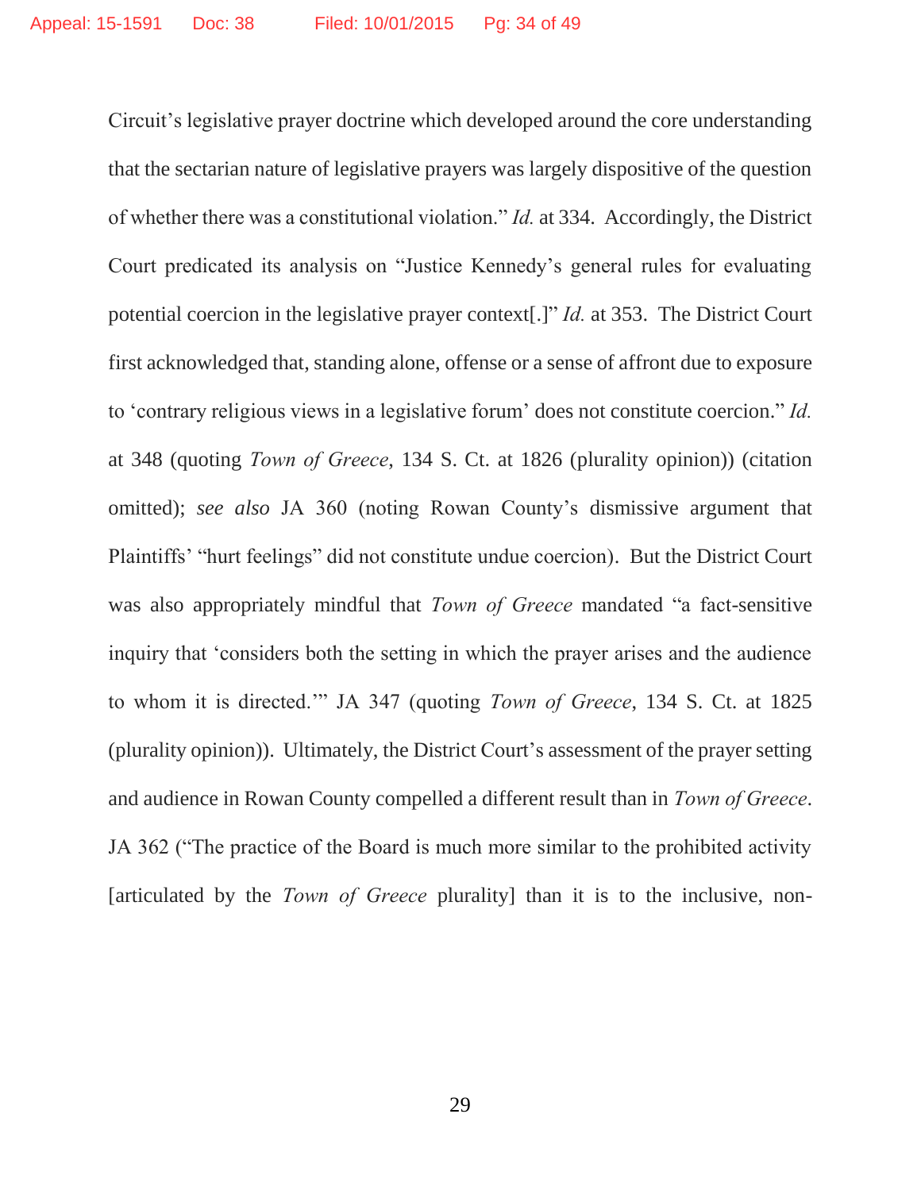Circuit's legislative prayer doctrine which developed around the core understanding that the sectarian nature of legislative prayers was largely dispositive of the question of whether there was a constitutional violation." *Id.* at 334. Accordingly, the District Court predicated its analysis on "Justice Kennedy's general rules for evaluating potential coercion in the legislative prayer context[.]" *Id.* at 353. The District Court first acknowledged that, standing alone, offense or a sense of affront due to exposure to 'contrary religious views in a legislative forum' does not constitute coercion." *Id.* at 348 (quoting *Town of Greece*, 134 S. Ct. at 1826 (plurality opinion)) (citation omitted); *see also* JA 360 (noting Rowan County's dismissive argument that Plaintiffs' "hurt feelings" did not constitute undue coercion). But the District Court was also appropriately mindful that *Town of Greece* mandated "a fact-sensitive inquiry that 'considers both the setting in which the prayer arises and the audience to whom it is directed.'" JA 347 (quoting *Town of Greece*, 134 S. Ct. at 1825 (plurality opinion)). Ultimately, the District Court's assessment of the prayer setting and audience in Rowan County compelled a different result than in *Town of Greece*. JA 362 ("The practice of the Board is much more similar to the prohibited activity [articulated by the *Town of Greece* plurality] than it is to the inclusive, non-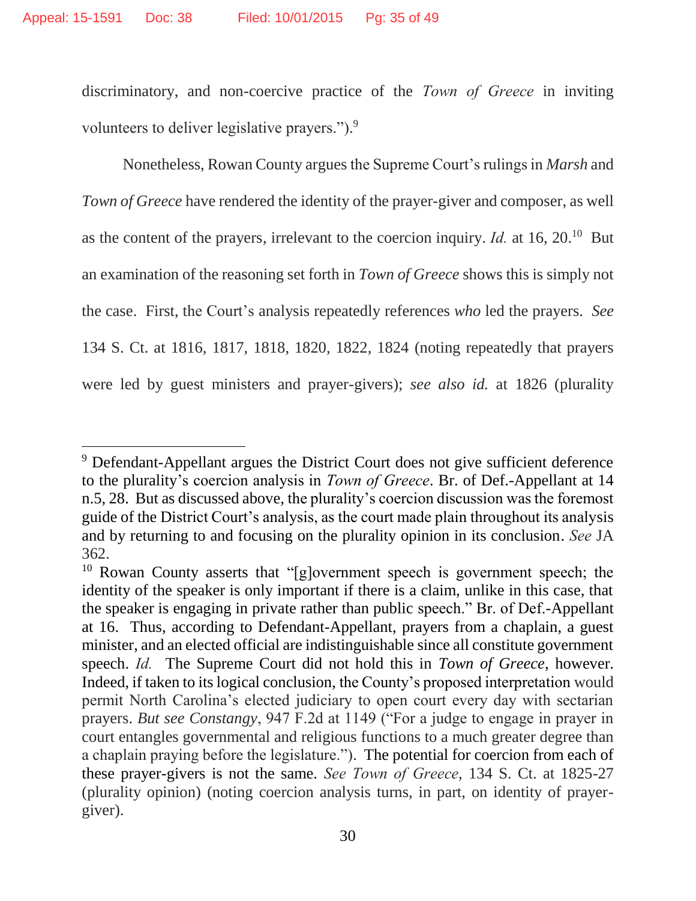discriminatory, and non-coercive practice of the *Town of Greece* in inviting volunteers to deliver legislative prayers.").[9]

Nonetheless, Rowan County argues the Supreme Court's rulings in *Marsh* and *Town of Greece* have rendered the identity of the prayer-giver and composer, as well as the content of the prayers, irrelevant to the coercion inquiry. *Id.* at 16, 20.[10] But an examination of the reasoning set forth in *Town of Greece* shows this is simply not the case. First, the Court's analysis repeatedly references *who* led the prayers. *See* 134 S. Ct. at 1816, 1817, 1818, 1820, 1822, 1824 (noting repeatedly that prayers were led by guest ministers and prayer-givers); *see also id.* at 1826 (plurality

---

[9] Defendant-Appellant argues the District Court does not give sufficient deference to the plurality's coercion analysis in *Town of Greece*. Br. of Def.-Appellant at 14 n.5, 28. But as discussed above, the plurality's coercion discussion was the foremost guide of the District Court's analysis, as the court made plain throughout its analysis and by returning to and focusing on the plurality opinion in its conclusion. *See* JA 362.

[10] Rowan County asserts that "[g]overnment speech is government speech; the identity of the speaker is only important if there is a claim, unlike in this case, that the speaker is engaging in private rather than public speech." Br. of Def.-Appellant at 16. Thus, according to Defendant-Appellant, prayers from a chaplain, a guest minister, and an elected official are indistinguishable since all constitute government speech. *Id.* The Supreme Court did not hold this in *Town of Greece*, however. Indeed, if taken to its logical conclusion, the County's proposed interpretation would permit North Carolina's elected judiciary to open court every day with sectarian prayers. *But see Constangy*, 947 F.2d at 1149 ("For a judge to engage in prayer in court entangles governmental and religious functions to a much greater degree than a chaplain praying before the legislature."). The potential for coercion from each of these prayer-givers is not the same. *See Town of Greece*, 134 S. Ct. at 1825-27 (plurality opinion) (noting coercion analysis turns, in part, on identity of prayer-giver).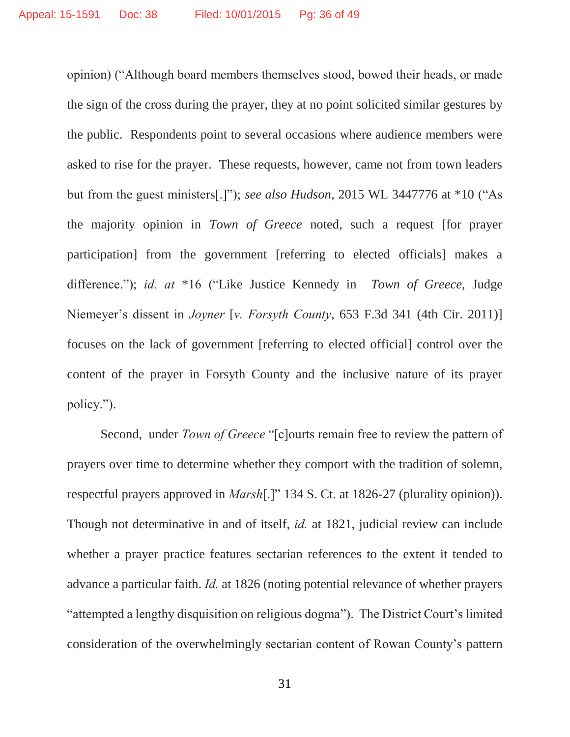opinion) ("Although board members themselves stood, bowed their heads, or made the sign of the cross during the prayer, they at no point solicited similar gestures by the public. Respondents point to several occasions where audience members were asked to rise for the prayer. These requests, however, came not from town leaders but from the guest ministers[.]"); *see also Hudson*, 2015 WL 3447776 at *10 ("As the majority opinion in *Town of Greece* noted, such a request [for prayer participation] from the government [referring to elected officials] makes a difference."); *id. at* *16 ("Like Justice Kennedy in *Town of Greece,* Judge Niemeyer's dissent in *Joyner* [*v. Forsyth County*, 653 F.3d 341 (4th Cir. 2011)] focuses on the lack of government [referring to elected official] control over the content of the prayer in Forsyth County and the inclusive nature of its prayer policy.").

Second, under *Town of Greece* "[c]ourts remain free to review the pattern of prayers over time to determine whether they comport with the tradition of solemn, respectful prayers approved in *Marsh*[.]" 134 S. Ct. at 1826-27 (plurality opinion)). Though not determinative in and of itself, *id.* at 1821, judicial review can include whether a prayer practice features sectarian references to the extent it tended to advance a particular faith. *Id.* at 1826 (noting potential relevance of whether prayers "attempted a lengthy disquisition on religious dogma"). The District Court's limited consideration of the overwhelmingly sectarian content of Rowan County's pattern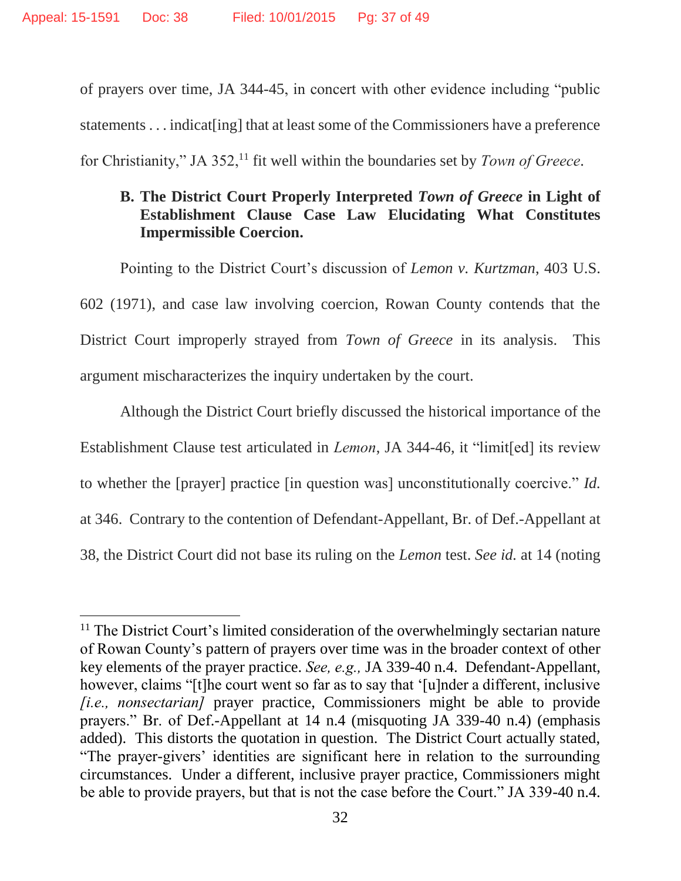of prayers over time, JA 344-45, in concert with other evidence including "public statements . . . indicat[ing] that at least some of the Commissioners have a preference for Christianity," JA 352,[11] fit well within the boundaries set by *Town of Greece*.

### B. The District Court Properly Interpreted *Town of Greece* in Light of Establishment Clause Case Law Elucidating What Constitutes Impermissible Coercion.

Pointing to the District Court's discussion of *Lemon v. Kurtzman*, 403 U.S. 602 (1971), and case law involving coercion, Rowan County contends that the District Court improperly strayed from *Town of Greece* in its analysis. This argument mischaracterizes the inquiry undertaken by the court.

Although the District Court briefly discussed the historical importance of the Establishment Clause test articulated in *Lemon*, JA 344-46, it "limit[ed] its review to whether the [prayer] practice [in question was] unconstitutionally coercive." *Id.* at 346. Contrary to the contention of Defendant-Appellant, Br. of Def.-Appellant at 38, the District Court did not base its ruling on the *Lemon* test. *See id.* at 14 (noting

---

[11] The District Court's limited consideration of the overwhelmingly sectarian nature of Rowan County's pattern of prayers over time was in the broader context of other key elements of the prayer practice. *See, e.g.,* JA 339-40 n.4. Defendant-Appellant, however, claims "[t]he court went so far as to say that '[u]nder a different, inclusive *[i.e., nonsectarian]* prayer practice, Commissioners might be able to provide prayers." Br. of Def.-Appellant at 14 n.4 (misquoting JA 339-40 n.4) (emphasis added). This distorts the quotation in question. The District Court actually stated, "The prayer-givers' identities are significant here in relation to the surrounding circumstances. Under a different, inclusive prayer practice, Commissioners might be able to provide prayers, but that is not the case before the Court." JA 339-40 n.4.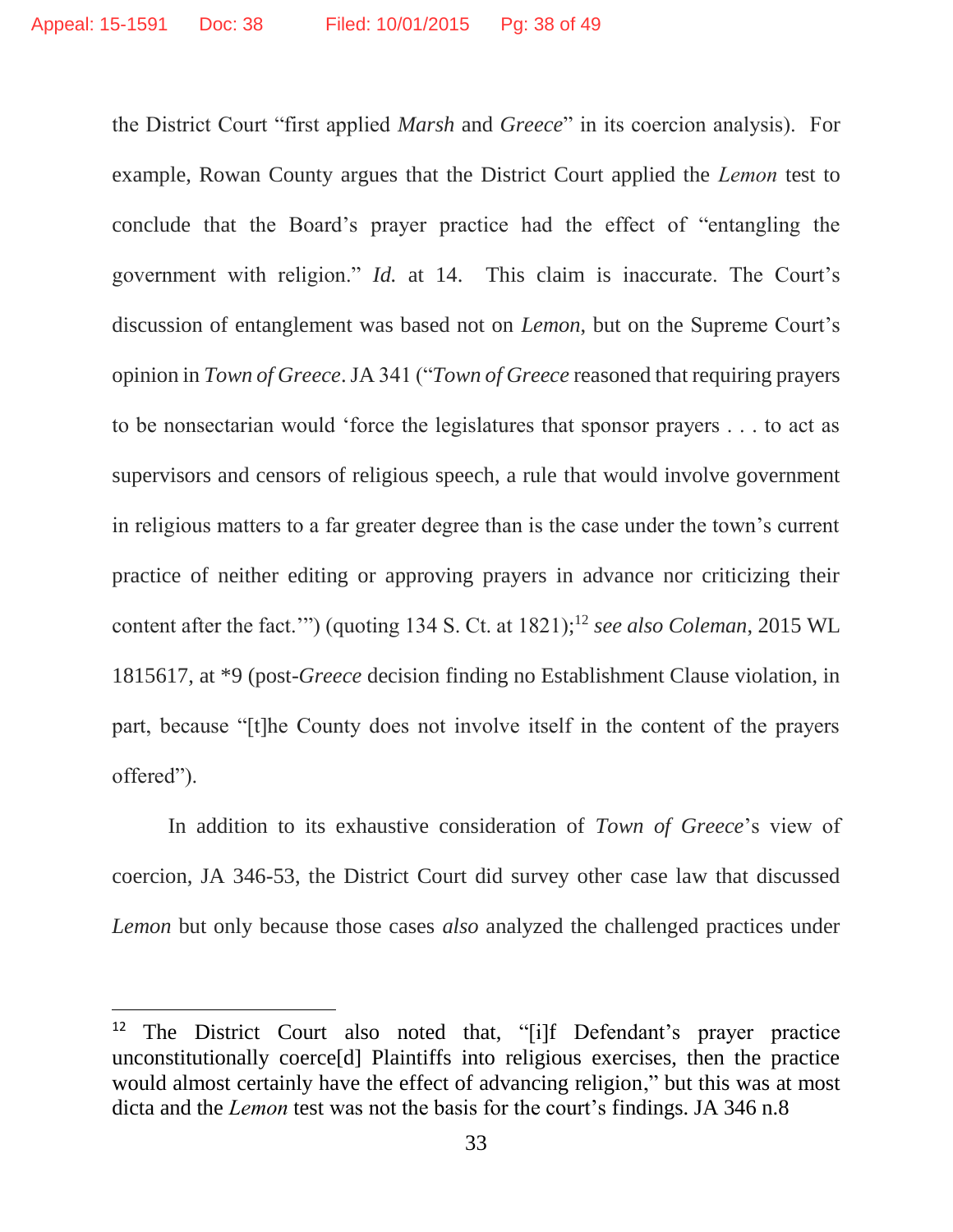the District Court "first applied *Marsh* and *Greece*" in its coercion analysis). For example, Rowan County argues that the District Court applied the *Lemon* test to conclude that the Board's prayer practice had the effect of "entangling the government with religion." *Id.* at 14. This claim is inaccurate. The Court's discussion of entanglement was based not on *Lemon*, but on the Supreme Court's opinion in *Town of Greece*. JA 341 ("*Town of Greece* reasoned that requiring prayers to be nonsectarian would 'force the legislatures that sponsor prayers . . . to act as supervisors and censors of religious speech, a rule that would involve government in religious matters to a far greater degree than is the case under the town's current practice of neither editing or approving prayers in advance nor criticizing their content after the fact.'") (quoting 134 S. Ct. at 1821);[12] *see also Coleman*, 2015 WL 1815617, at *9 (post-*Greece* decision finding no Establishment Clause violation, in part, because "[t]he County does not involve itself in the content of the prayers offered").

In addition to its exhaustive consideration of *Town of Greece*'s view of coercion, JA 346-53, the District Court did survey other case law that discussed *Lemon* but only because those cases *also* analyzed the challenged practices under

---

[12] The District Court also noted that, "[i]f Defendant's prayer practice unconstitutionally coerce[d] Plaintiffs into religious exercises, then the practice would almost certainly have the effect of advancing religion," but this was at most dicta and the *Lemon* test was not the basis for the court's findings. JA 346 n.8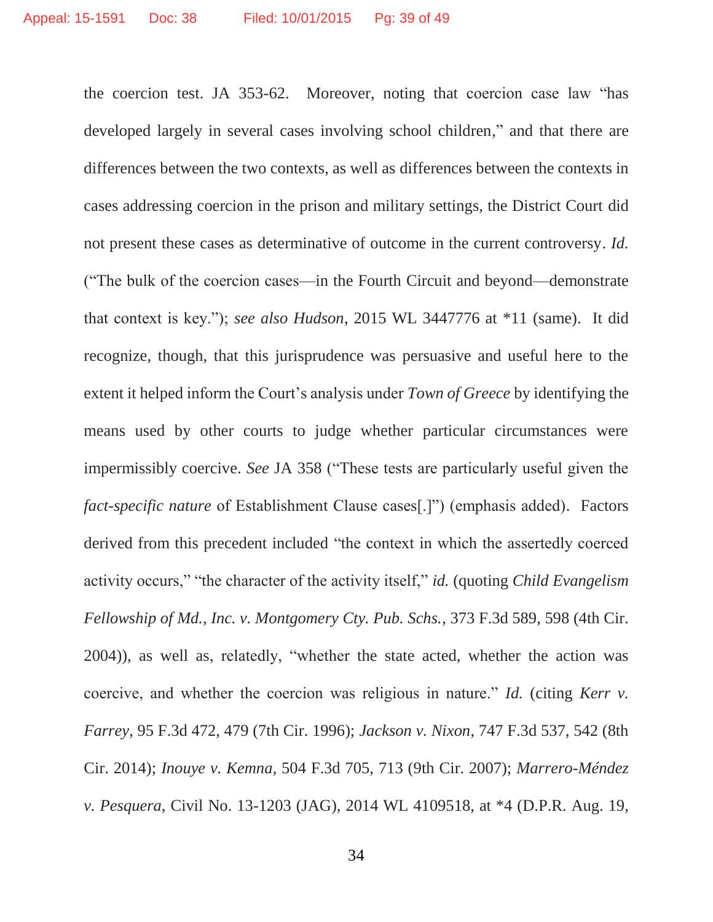the coercion test. JA 353-62. Moreover, noting that coercion case law "has developed largely in several cases involving school children," and that there are differences between the two contexts, as well as differences between the contexts in cases addressing coercion in the prison and military settings, the District Court did not present these cases as determinative of outcome in the current controversy. *Id.* ("The bulk of the coercion cases—in the Fourth Circuit and beyond—demonstrate that context is key."); *see also Hudson*, 2015 WL 3447776 at *11 (same). It did recognize, though, that this jurisprudence was persuasive and useful here to the extent it helped inform the Court's analysis under *Town of Greece* by identifying the means used by other courts to judge whether particular circumstances were impermissibly coercive. *See* JA 358 ("These tests are particularly useful given the *fact-specific nature* of Establishment Clause cases[.]") (emphasis added). Factors derived from this precedent included "the context in which the assertedly coerced activity occurs," "the character of the activity itself," *id.* (quoting *Child Evangelism Fellowship of Md., Inc. v. Montgomery Cty. Pub. Schs.*, 373 F.3d 589, 598 (4th Cir. 2004)), as well as, relatedly, "whether the state acted, whether the action was coercive, and whether the coercion was religious in nature." *Id.* (citing *Kerr v. Farrey*, 95 F.3d 472, 479 (7th Cir. 1996); *Jackson v. Nixon*, 747 F.3d 537, 542 (8th Cir. 2014); *Inouye v. Kemna*, 504 F.3d 705, 713 (9th Cir. 2007); *Marrero-Méndez v. Pesquera*, Civil No. 13-1203 (JAG), 2014 WL 4109518, at *4 (D.P.R. Aug. 19,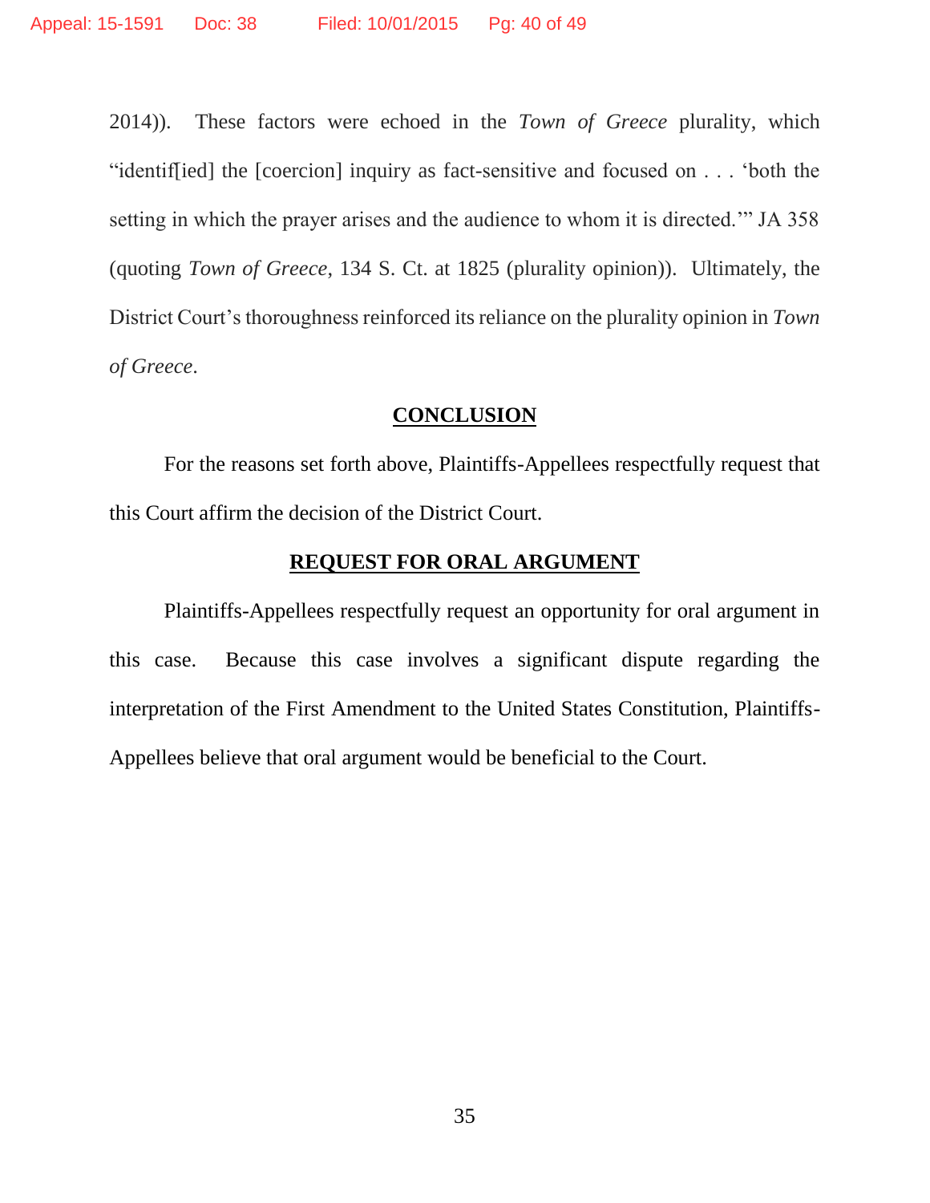2014)). These factors were echoed in the *Town of Greece* plurality, which "identif[ied] the [coercion] inquiry as fact-sensitive and focused on . . . 'both the setting in which the prayer arises and the audience to whom it is directed.'" JA 358 (quoting *Town of Greece*, 134 S. Ct. at 1825 (plurality opinion)). Ultimately, the District Court's thoroughness reinforced its reliance on the plurality opinion in *Town of Greece*.

## CONCLUSION

For the reasons set forth above, Plaintiffs-Appellees respectfully request that this Court affirm the decision of the District Court.

## REQUEST FOR ORAL ARGUMENT

Plaintiffs-Appellees respectfully request an opportunity for oral argument in this case. Because this case involves a significant dispute regarding the interpretation of the First Amendment to the United States Constitution, Plaintiffs-Appellees believe that oral argument would be beneficial to the Court.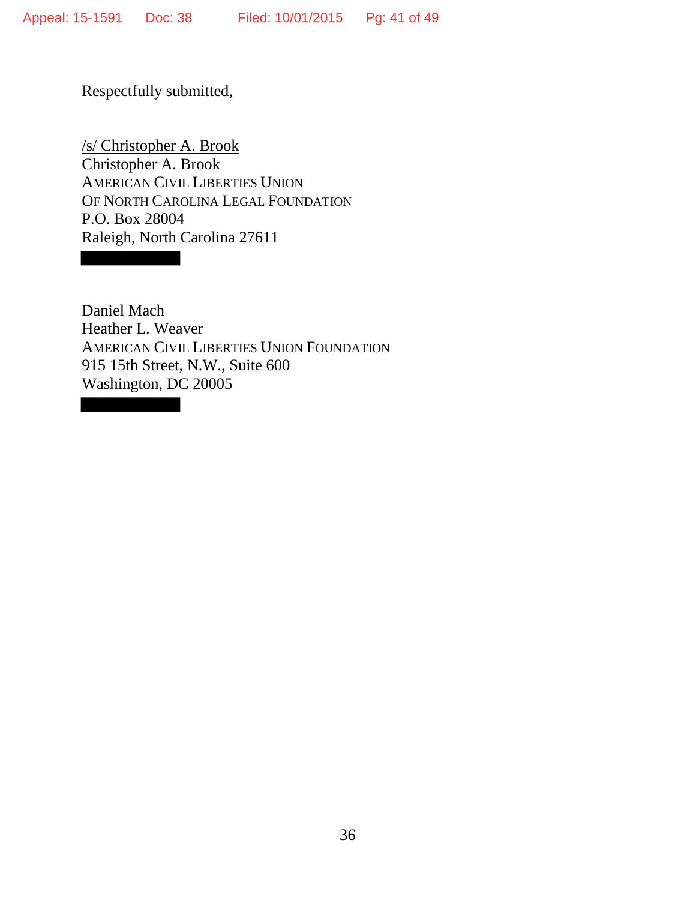Respectfully submitted,

/s/ Christopher A. Brook
Christopher A. Brook
AMERICAN CIVIL LIBERTIES UNION
OF NORTH CAROLINA LEGAL FOUNDATION
P.O. Box 28004
Raleigh, North Carolina 27611

Daniel Mach
Heather L. Weaver
AMERICAN CIVIL LIBERTIES UNION FOUNDATION
915 15th Street, N.W., Suite 600
Washington, DC 20005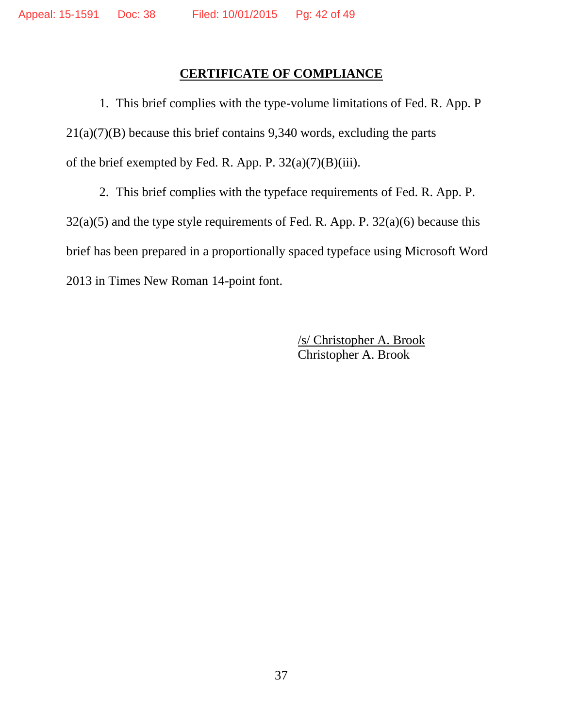## CERTIFICATE OF COMPLIANCE

1. This brief complies with the type-volume limitations of Fed. R. App. P 21(a)(7)(B) because this brief contains 9,340 words, excluding the parts of the brief exempted by Fed. R. App. P. 32(a)(7)(B)(iii).

2. This brief complies with the typeface requirements of Fed. R. App. P. 32(a)(5) and the type style requirements of Fed. R. App. P. 32(a)(6) because this brief has been prepared in a proportionally spaced typeface using Microsoft Word 2013 in Times New Roman 14-point font.

/s/ Christopher A. Brook
Christopher A. Brook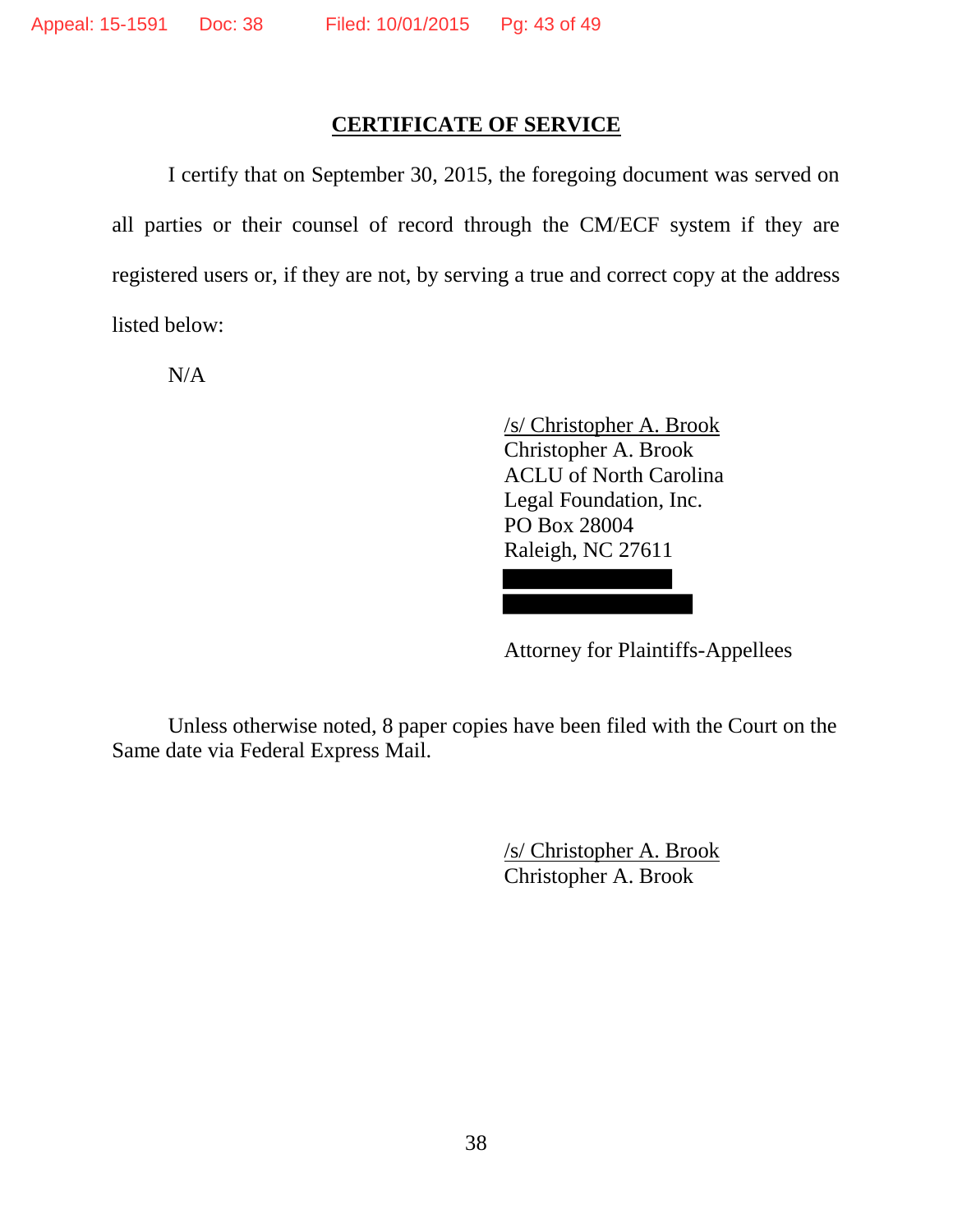## CERTIFICATE OF SERVICE

I certify that on September 30, 2015, the foregoing document was served on all parties or their counsel of record through the CM/ECF system if they are registered users or, if they are not, by serving a true and correct copy at the address listed below:

N/A

/s/ Christopher A. Brook
Christopher A. Brook
ACLU of North Carolina
Legal Foundation, Inc.
PO Box 28004
Raleigh, NC 27611

Attorney for Plaintiffs-Appellees

Unless otherwise noted, 8 paper copies have been filed with the Court on the Same date via Federal Express Mail.

/s/ Christopher A. Brook
Christopher A. Brook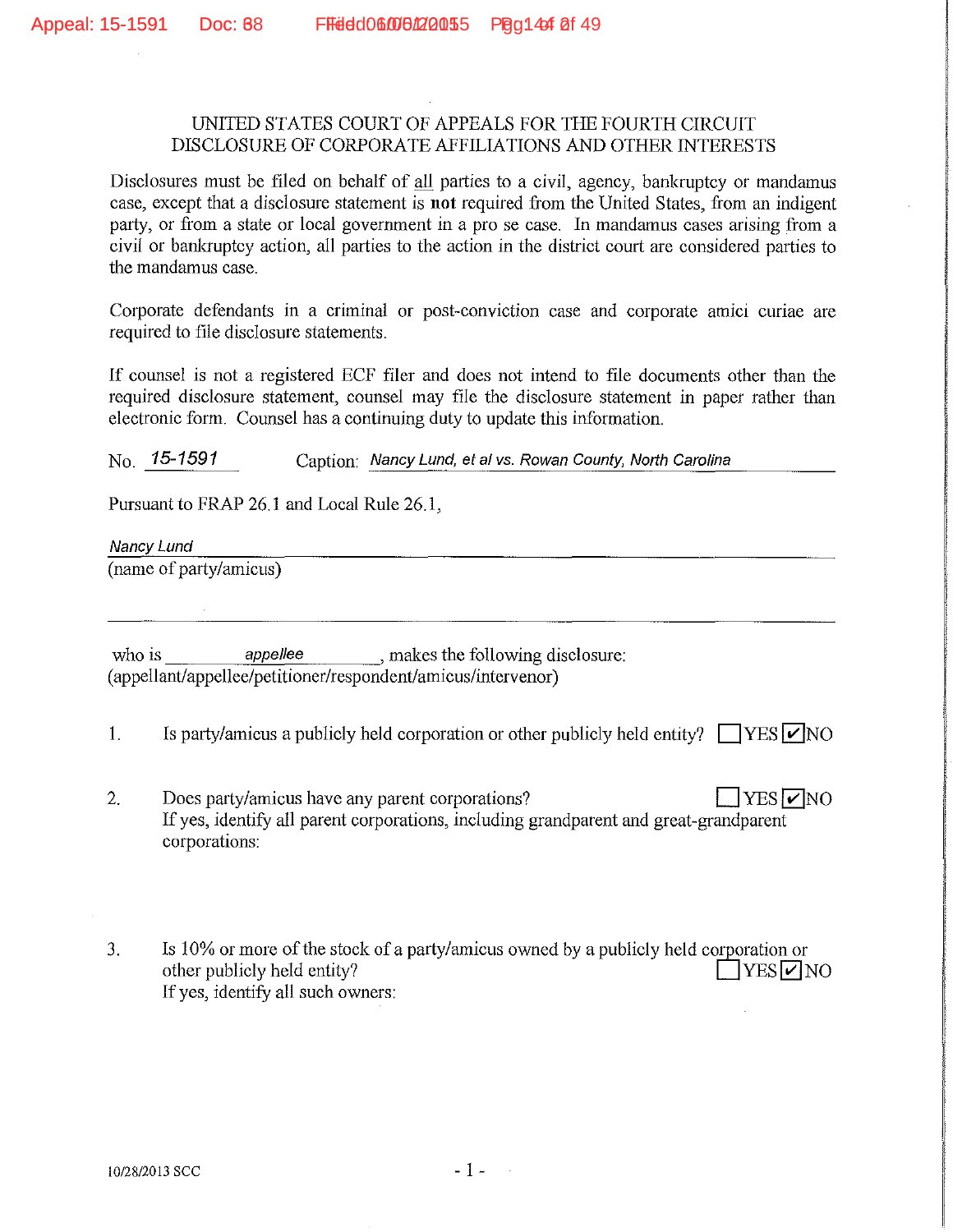UNITED STATES COURT OF APPEALS FOR THE FOURTH CIRCUIT
DISCLOSURE OF CORPORATE AFFILIATIONS AND OTHER INTERESTS

Disclosures must be filed on behalf of all parties to a civil, agency, bankruptcy or mandamus case, except that a disclosure statement is **not** required from the United States, from an indigent party, or from a state or local government in a pro se case. In mandamus cases arising from a civil or bankruptcy action, all parties to the action in the district court are considered parties to the mandamus case.

Corporate defendants in a criminal or post-conviction case and corporate amici curiae are required to file disclosure statements.

If counsel is not a registered ECF filer and does not intend to file documents other than the required disclosure statement, counsel may file the disclosure statement in paper rather than electronic form. Counsel has a continuing duty to update this information.

No. *15-1591* Caption: *Nancy Lund, et al vs. Rowan County, North Carolina*

Pursuant to FRAP 26.1 and Local Rule 26.1,

*Nancy Lund*
(name of party/amicus)

who is *appellee*, makes the following disclosure:
(appellant/appellee/petitioner/respondent/amicus/intervenor)

1. Is party/amicus a publicly held corporation or other publicly held entity? ☐ YES ☑ NO

2. Does party/amicus have any parent corporations? ☐ YES ☑ NO
   If yes, identify all parent corporations, including grandparent and great-grandparent corporations:

3. Is 10% or more of the stock of a party/amicus owned by a publicly held corporation or other publicly held entity? ☐ YES ☑ NO
   If yes, identify all such owners:

10/28/2013 SCC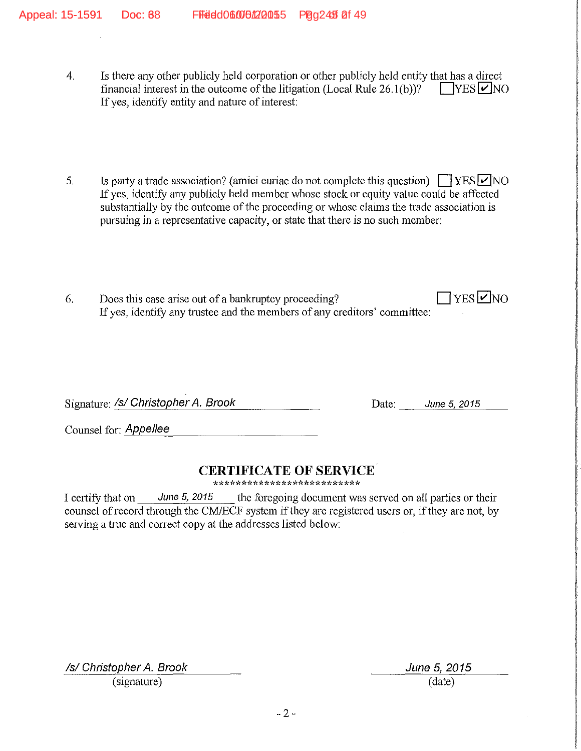4. Is there any other publicly held corporation or other publicly held entity that has a direct financial interest in the outcome of the litigation (Local Rule 26.1(b))? ☐ YES ☑ NO
   If yes, identify entity and nature of interest:

5. Is party a trade association? (amici curiae do not complete this question) ☐ YES ☑ NO
   If yes, identify any publicly held member whose stock or equity value could be affected substantially by the outcome of the proceeding or whose claims the trade association is pursuing in a representative capacity, or state that there is no such member:

6. Does this case arise out of a bankruptcy proceeding? ☐ YES ☑ NO
   If yes, identify any trustee and the members of any creditors' committee:

Signature: */s/ Christopher A. Brook* Date: *June 5, 2015*

Counsel for: *Appellee*

## CERTIFICATE OF SERVICE

**************************

I certify that on *June 5, 2015* the foregoing document was served on all parties or their counsel of record through the CM/ECF system if they are registered users or, if they are not, by serving a true and correct copy at the addresses listed below:

*/s/ Christopher A. Brook*
(signature)

*June 5, 2015*
(date)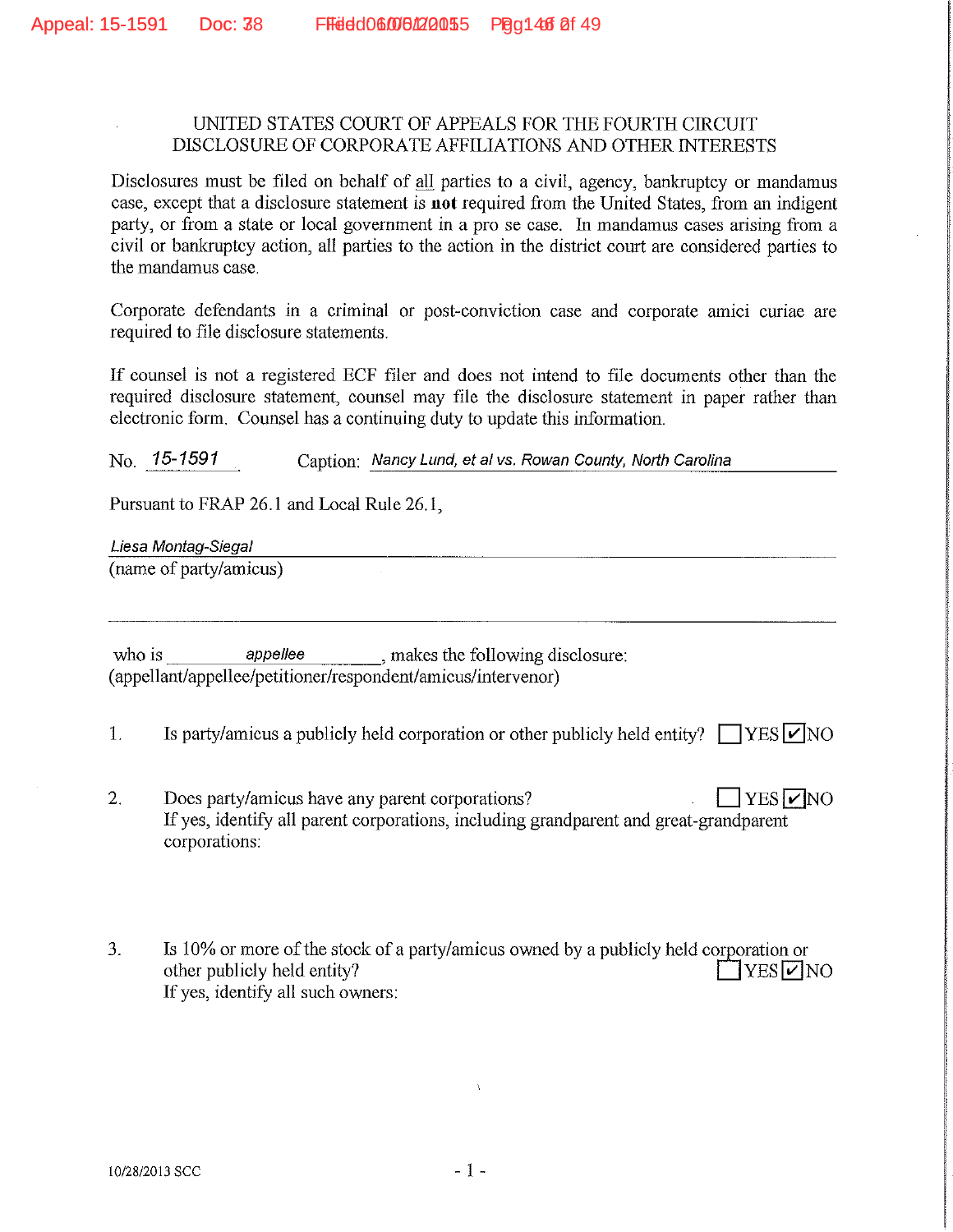UNITED STATES COURT OF APPEALS FOR THE FOURTH CIRCUIT
DISCLOSURE OF CORPORATE AFFILIATIONS AND OTHER INTERESTS

Disclosures must be filed on behalf of all parties to a civil, agency, bankruptcy or mandamus case, except that a disclosure statement is **not** required from the United States, from an indigent party, or from a state or local government in a pro se case. In mandamus cases arising from a civil or bankruptcy action, all parties to the action in the district court are considered parties to the mandamus case.

Corporate defendants in a criminal or post-conviction case and corporate amici curiae are required to file disclosure statements.

If counsel is not a registered ECF filer and does not intend to file documents other than the required disclosure statement, counsel may file the disclosure statement in paper rather than electronic form. Counsel has a continuing duty to update this information.

No. *15-1591* Caption: *Nancy Lund, et al vs. Rowan County, North Carolina*

Pursuant to FRAP 26.1 and Local Rule 26.1,

*Liesa Montag-Siegal*
(name of party/amicus)

who is *appellee*, makes the following disclosure:
(appellant/appellee/petitioner/respondent/amicus/intervenor)

1. Is party/amicus a publicly held corporation or other publicly held entity? ☐ YES ☑ NO

2. Does party/amicus have any parent corporations? ☐ YES ☑ NO
If yes, identify all parent corporations, including grandparent and great-grandparent corporations:

3. Is 10% or more of the stock of a party/amicus owned by a publicly held corporation or other publicly held entity? ☐ YES ☑ NO
If yes, identify all such owners:

10/28/2013 SCC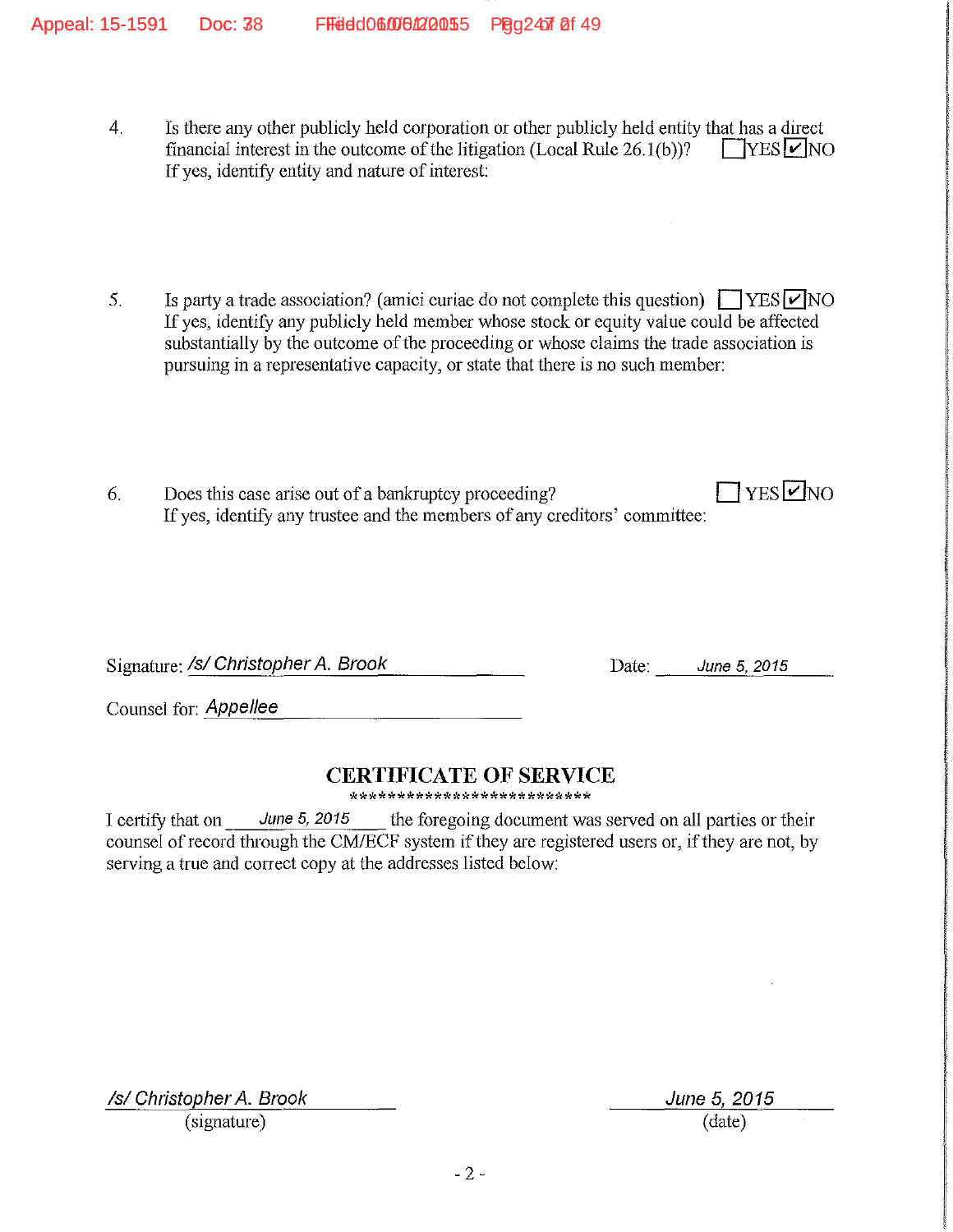4. Is there any other publicly held corporation or other publicly held entity that has a direct financial interest in the outcome of the litigation (Local Rule 26.1(b))? ☐ YES ☑ NO
If yes, identify entity and nature of interest:

5. Is party a trade association? (amici curiae do not complete this question) ☐ YES ☑ NO
If yes, identify any publicly held member whose stock or equity value could be affected substantially by the outcome of the proceeding or whose claims the trade association is pursuing in a representative capacity, or state that there is no such member:

6. Does this case arise out of a bankruptcy proceeding? ☐ YES ☑ NO
If yes, identify any trustee and the members of any creditors' committee:

Signature: /s/ Christopher A. Brook　　　　Date: June 5, 2015

Counsel for: Appellee

## CERTIFICATE OF SERVICE

**************************

I certify that on June 5, 2015 the foregoing document was served on all parties or their counsel of record through the CM/ECF system if they are registered users or, if they are not, by serving a true and correct copy at the addresses listed below:

/s/ Christopher A. Brook　　　　June 5, 2015
(signature)　　　　(date)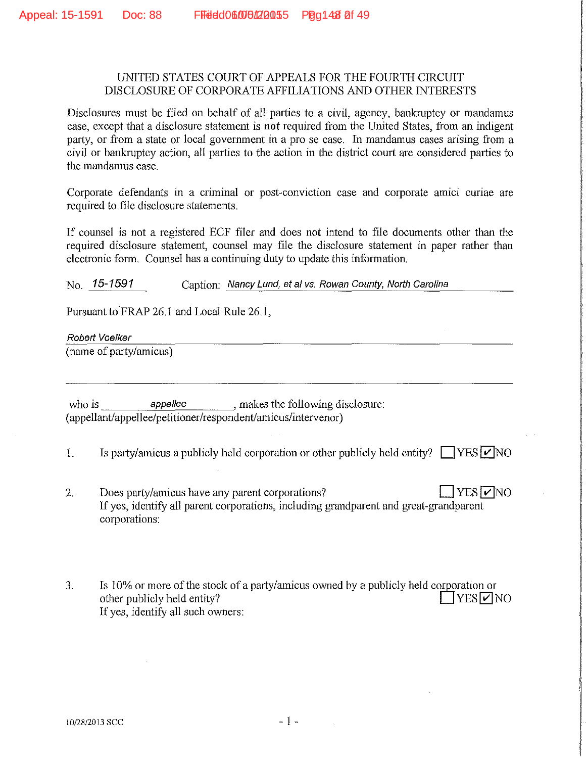UNITED STATES COURT OF APPEALS FOR THE FOURTH CIRCUIT
DISCLOSURE OF CORPORATE AFFILIATIONS AND OTHER INTERESTS

Disclosures must be filed on behalf of all parties to a civil, agency, bankruptcy or mandamus case, except that a disclosure statement is **not** required from the United States, from an indigent party, or from a state or local government in a pro se case. In mandamus cases arising from a civil or bankruptcy action, all parties to the action in the district court are considered parties to the mandamus case.

Corporate defendants in a criminal or post-conviction case and corporate amici curiae are required to file disclosure statements.

If counsel is not a registered ECF filer and does not intend to file documents other than the required disclosure statement, counsel may file the disclosure statement in paper rather than electronic form. Counsel has a continuing duty to update this information.

No. *15-1591* Caption: *Nancy Lund, et al vs. Rowan County, North Carolina*

Pursuant to FRAP 26.1 and Local Rule 26.1,

*Robert Voelker*
(name of party/amicus)

who is *appellee*, makes the following disclosure:
(appellant/appellee/petitioner/respondent/amicus/intervenor)

1. Is party/amicus a publicly held corporation or other publicly held entity? ☐ YES ☑ NO

2. Does party/amicus have any parent corporations? ☐ YES ☑ NO
   If yes, identify all parent corporations, including grandparent and great-grandparent corporations:

3. Is 10% or more of the stock of a party/amicus owned by a publicly held corporation or other publicly held entity? ☐ YES ☑ NO
   If yes, identify all such owners:

10/28/2013 SCC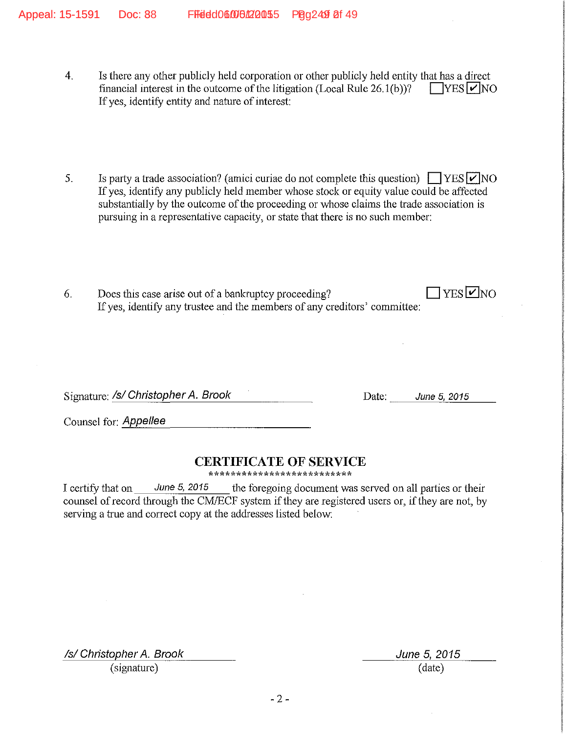4. Is there any other publicly held corporation or other publicly held entity that has a direct financial interest in the outcome of the litigation (Local Rule 26.1(b))? ☐ YES ☑ NO
If yes, identify entity and nature of interest:

5. Is party a trade association? (amici curiae do not complete this question) ☐ YES ☑ NO
If yes, identify any publicly held member whose stock or equity value could be affected substantially by the outcome of the proceeding or whose claims the trade association is pursuing in a representative capacity, or state that there is no such member:

6. Does this case arise out of a bankruptcy proceeding? ☐ YES ☑ NO
If yes, identify any trustee and the members of any creditors' committee:

Signature: */s/ Christopher A. Brook* Date: *June 5, 2015*

Counsel for: *Appellee*

## CERTIFICATE OF SERVICE

**************************

I certify that on *June 5, 2015* the foregoing document was served on all parties or their counsel of record through the CM/ECF system if they are registered users or, if they are not, by serving a true and correct copy at the addresses listed below:

*/s/ Christopher A. Brook*
(signature)

*June 5, 2015*
(date)